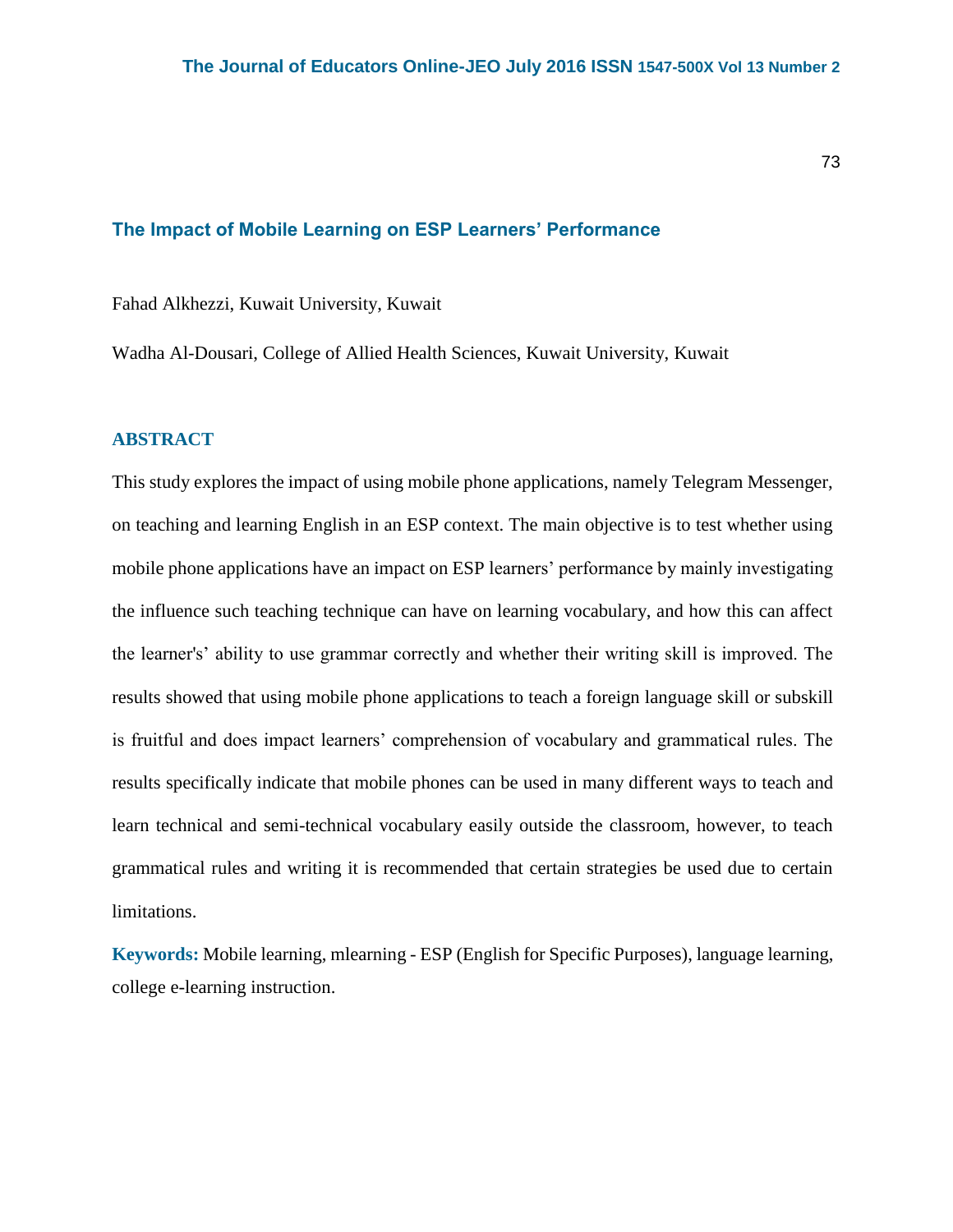# The Impact of Mobile Learning on ESP Learners' Performance

Fahad Alkhezzi, Kuwait University, Kuwait

Wadha Al-Dousari, College of Allied Health Sciences, Kuwait University, Kuwait

## ABSTRACT

This study explores the impact of using mobile phone applications, namely Telegram Messenger, on teaching and learning English in an ESP context. The main objective is to test whether using mobile phone applications have an impact on ESP learners' performance by mainly investigating the influence such teaching technique can have on learning vocabulary, and how this can affect the learner's' ability to use grammar correctly and whether their writing skill is improved. The results showed that using mobile phone applications to teach a foreign language skill or subskill is fruitful and does impact learners' comprehension of vocabulary and grammatical rules. The results specifically indicate that mobile phones can be used in many different ways to teach and learn technical and semi-technical vocabulary easily outside the classroom, however, to teach grammatical rules and writing it is recommended that certain strategies be used due to certain limitations.

**Keywords:** Mobile learning, mlearning - ESP (English for Specific Purposes), language learning, college e-learning instruction.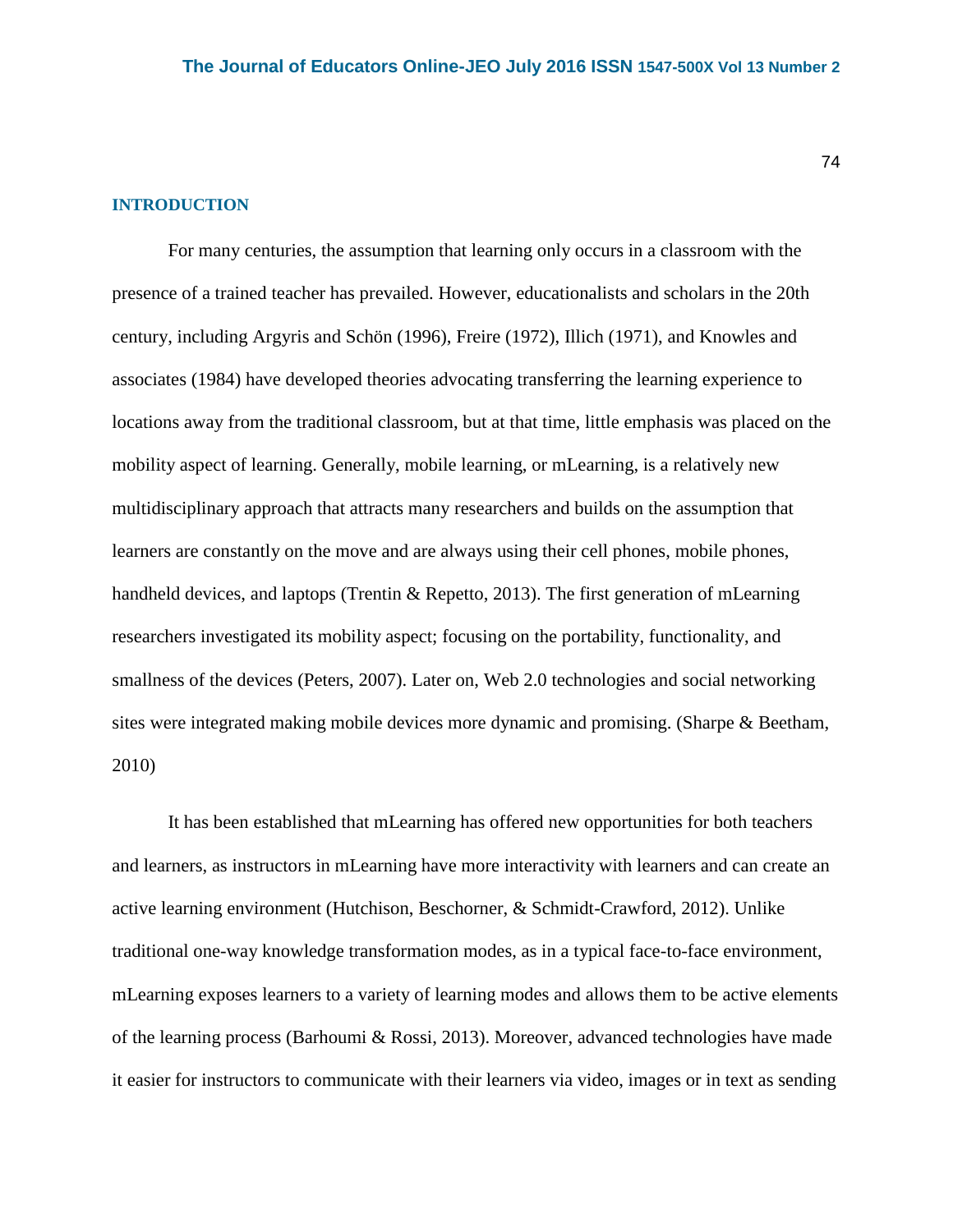## INTRODUCTION

For many centuries, the assumption that learning only occurs in a classroom with the presence of a trained teacher has prevailed. However, educationalists and scholars in the 20th century, including Argyris and Schön (1996), Freire (1972), Illich (1971), and Knowles and associates (1984) have developed theories advocating transferring the learning experience to locations away from the traditional classroom, but at that time, little emphasis was placed on the mobility aspect of learning. Generally, mobile learning, or mLearning, is a relatively new multidisciplinary approach that attracts many researchers and builds on the assumption that learners are constantly on the move and are always using their cell phones, mobile phones, handheld devices, and laptops (Trentin & Repetto, 2013). The first generation of mLearning researchers investigated its mobility aspect; focusing on the portability, functionality, and smallness of the devices (Peters, 2007). Later on, Web 2.0 technologies and social networking sites were integrated making mobile devices more dynamic and promising. (Sharpe & Beetham, 2010)

It has been established that mLearning has offered new opportunities for both teachers and learners, as instructors in mLearning have more interactivity with learners and can create an active learning environment (Hutchison, Beschorner, & Schmidt-Crawford, 2012). Unlike traditional one-way knowledge transformation modes, as in a typical face-to-face environment, mLearning exposes learners to a variety of learning modes and allows them to be active elements of the learning process (Barhoumi & Rossi, 2013). Moreover, advanced technologies have made it easier for instructors to communicate with their learners via video, images or in text as sending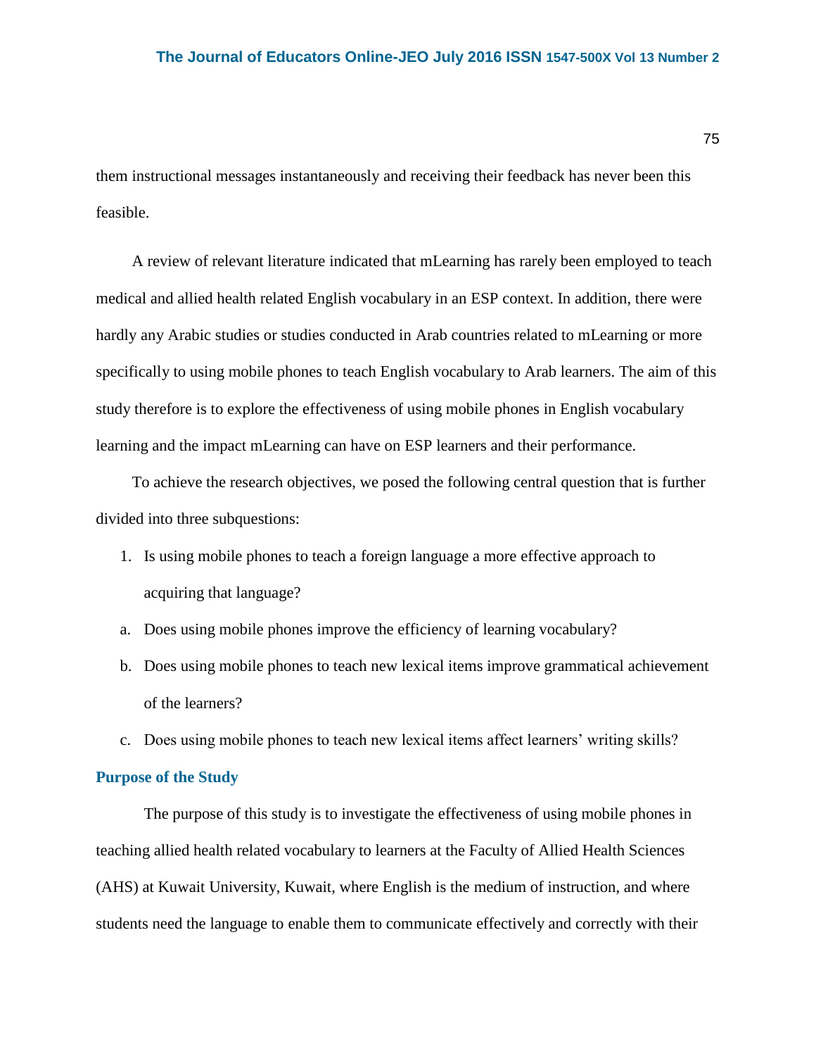them instructional messages instantaneously and receiving their feedback has never been this feasible.

A review of relevant literature indicated that mLearning has rarely been employed to teach medical and allied health related English vocabulary in an ESP context. In addition, there were hardly any Arabic studies or studies conducted in Arab countries related to mLearning or more specifically to using mobile phones to teach English vocabulary to Arab learners. The aim of this study therefore is to explore the effectiveness of using mobile phones in English vocabulary learning and the impact mLearning can have on ESP learners and their performance.

To achieve the research objectives, we posed the following central question that is further divided into three subquestions:

1. Is using mobile phones to teach a foreign language a more effective approach to acquiring that language?

a. Does using mobile phones improve the efficiency of learning vocabulary?

b. Does using mobile phones to teach new lexical items improve grammatical achievement of the learners?

c. Does using mobile phones to teach new lexical items affect learners' writing skills?

## Purpose of the Study

The purpose of this study is to investigate the effectiveness of using mobile phones in teaching allied health related vocabulary to learners at the Faculty of Allied Health Sciences (AHS) at Kuwait University, Kuwait, where English is the medium of instruction, and where students need the language to enable them to communicate effectively and correctly with their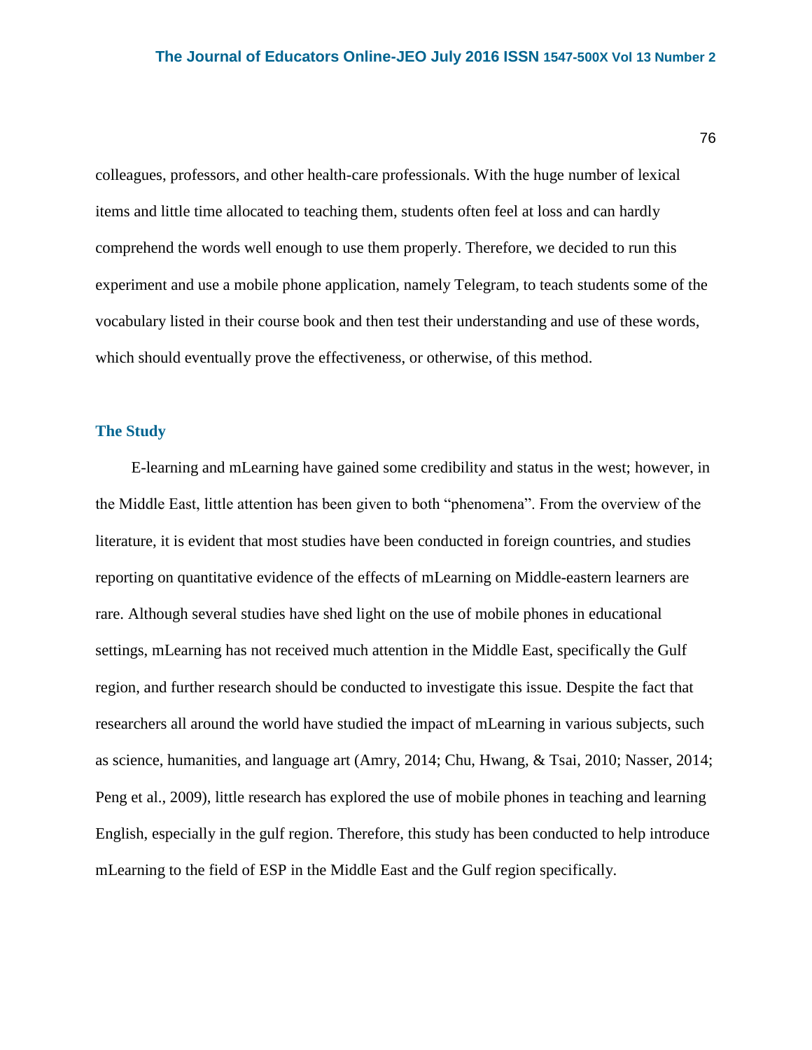colleagues, professors, and other health-care professionals. With the huge number of lexical items and little time allocated to teaching them, students often feel at loss and can hardly comprehend the words well enough to use them properly. Therefore, we decided to run this experiment and use a mobile phone application, namely Telegram, to teach students some of the vocabulary listed in their course book and then test their understanding and use of these words, which should eventually prove the effectiveness, or otherwise, of this method.

## The Study

E-learning and mLearning have gained some credibility and status in the west; however, in the Middle East, little attention has been given to both "phenomena". From the overview of the literature, it is evident that most studies have been conducted in foreign countries, and studies reporting on quantitative evidence of the effects of mLearning on Middle-eastern learners are rare. Although several studies have shed light on the use of mobile phones in educational settings, mLearning has not received much attention in the Middle East, specifically the Gulf region, and further research should be conducted to investigate this issue. Despite the fact that researchers all around the world have studied the impact of mLearning in various subjects, such as science, humanities, and language art (Amry, 2014; Chu, Hwang, & Tsai, 2010; Nasser, 2014; Peng et al., 2009), little research has explored the use of mobile phones in teaching and learning English, especially in the gulf region. Therefore, this study has been conducted to help introduce mLearning to the field of ESP in the Middle East and the Gulf region specifically.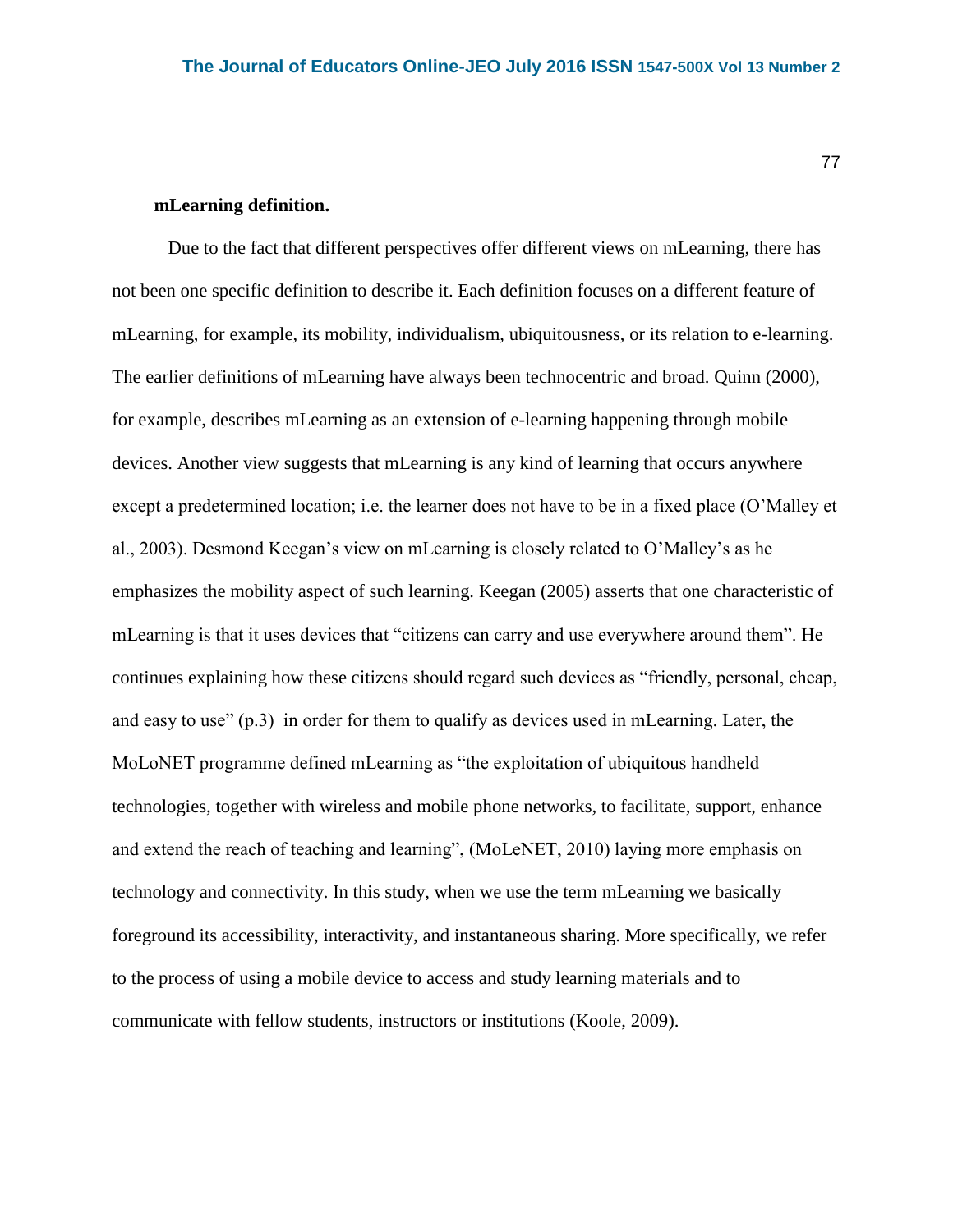**mLearning definition.**

Due to the fact that different perspectives offer different views on mLearning, there has not been one specific definition to describe it. Each definition focuses on a different feature of mLearning, for example, its mobility, individualism, ubiquitousness, or its relation to e-learning. The earlier definitions of mLearning have always been technocentric and broad. Quinn (2000), for example, describes mLearning as an extension of e-learning happening through mobile devices. Another view suggests that mLearning is any kind of learning that occurs anywhere except a predetermined location; i.e. the learner does not have to be in a fixed place (O'Malley et al., 2003). Desmond Keegan's view on mLearning is closely related to O'Malley's as he emphasizes the mobility aspect of such learning. Keegan (2005) asserts that one characteristic of mLearning is that it uses devices that "citizens can carry and use everywhere around them". He continues explaining how these citizens should regard such devices as "friendly, personal, cheap, and easy to use" (p.3) in order for them to qualify as devices used in mLearning. Later, the MoLoNET programme defined mLearning as "the exploitation of ubiquitous handheld technologies, together with wireless and mobile phone networks, to facilitate, support, enhance and extend the reach of teaching and learning", (MoLeNET, 2010) laying more emphasis on technology and connectivity. In this study, when we use the term mLearning we basically foreground its accessibility, interactivity, and instantaneous sharing. More specifically, we refer to the process of using a mobile device to access and study learning materials and to communicate with fellow students, instructors or institutions (Koole, 2009).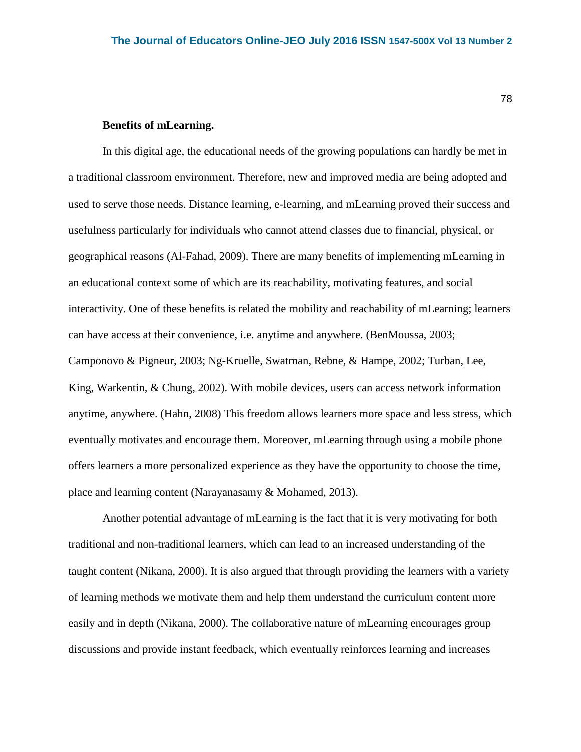**Benefits of mLearning.**

In this digital age, the educational needs of the growing populations can hardly be met in a traditional classroom environment. Therefore, new and improved media are being adopted and used to serve those needs. Distance learning, e-learning, and mLearning proved their success and usefulness particularly for individuals who cannot attend classes due to financial, physical, or geographical reasons (Al-Fahad, 2009). There are many benefits of implementing mLearning in an educational context some of which are its reachability, motivating features, and social interactivity. One of these benefits is related the mobility and reachability of mLearning; learners can have access at their convenience, i.e. anytime and anywhere. (BenMoussa, 2003; Camponovo & Pigneur, 2003; Ng-Kruelle, Swatman, Rebne, & Hampe, 2002; Turban, Lee, King, Warkentin, & Chung, 2002). With mobile devices, users can access network information anytime, anywhere. (Hahn, 2008) This freedom allows learners more space and less stress, which eventually motivates and encourage them. Moreover, mLearning through using a mobile phone offers learners a more personalized experience as they have the opportunity to choose the time, place and learning content (Narayanasamy & Mohamed, 2013).

Another potential advantage of mLearning is the fact that it is very motivating for both traditional and non-traditional learners, which can lead to an increased understanding of the taught content (Nikana, 2000). It is also argued that through providing the learners with a variety of learning methods we motivate them and help them understand the curriculum content more easily and in depth (Nikana, 2000). The collaborative nature of mLearning encourages group discussions and provide instant feedback, which eventually reinforces learning and increases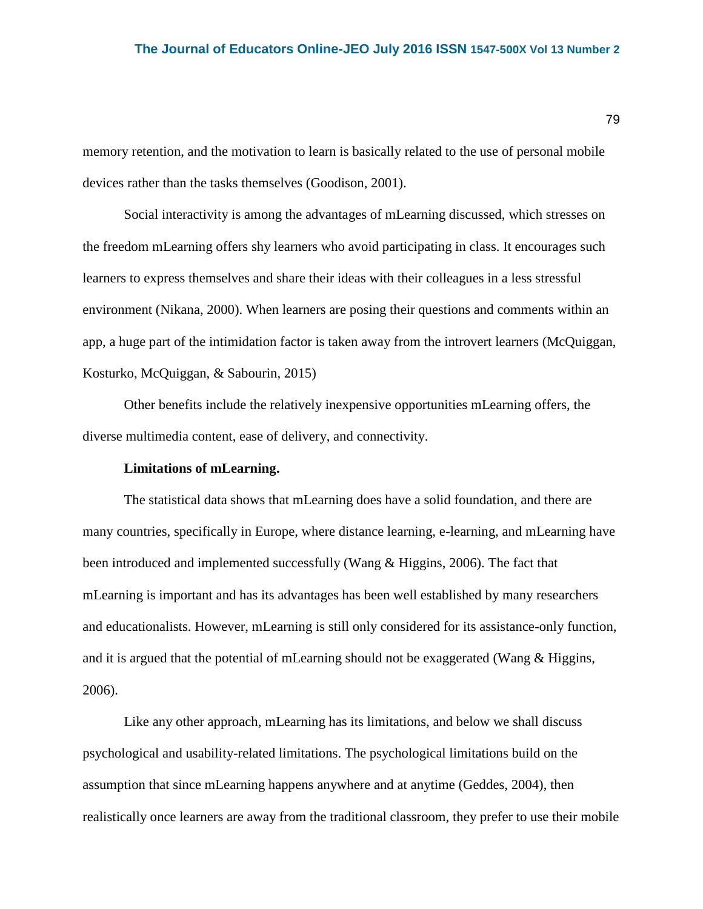memory retention, and the motivation to learn is basically related to the use of personal mobile devices rather than the tasks themselves (Goodison, 2001).

Social interactivity is among the advantages of mLearning discussed, which stresses on the freedom mLearning offers shy learners who avoid participating in class. It encourages such learners to express themselves and share their ideas with their colleagues in a less stressful environment (Nikana, 2000). When learners are posing their questions and comments within an app, a huge part of the intimidation factor is taken away from the introvert learners (McQuiggan, Kosturko, McQuiggan, & Sabourin, 2015)

Other benefits include the relatively inexpensive opportunities mLearning offers, the diverse multimedia content, ease of delivery, and connectivity.

**Limitations of mLearning.**

The statistical data shows that mLearning does have a solid foundation, and there are many countries, specifically in Europe, where distance learning, e-learning, and mLearning have been introduced and implemented successfully (Wang & Higgins, 2006). The fact that mLearning is important and has its advantages has been well established by many researchers and educationalists. However, mLearning is still only considered for its assistance-only function, and it is argued that the potential of mLearning should not be exaggerated (Wang & Higgins, 2006).

Like any other approach, mLearning has its limitations, and below we shall discuss psychological and usability-related limitations. The psychological limitations build on the assumption that since mLearning happens anywhere and at anytime (Geddes, 2004), then realistically once learners are away from the traditional classroom, they prefer to use their mobile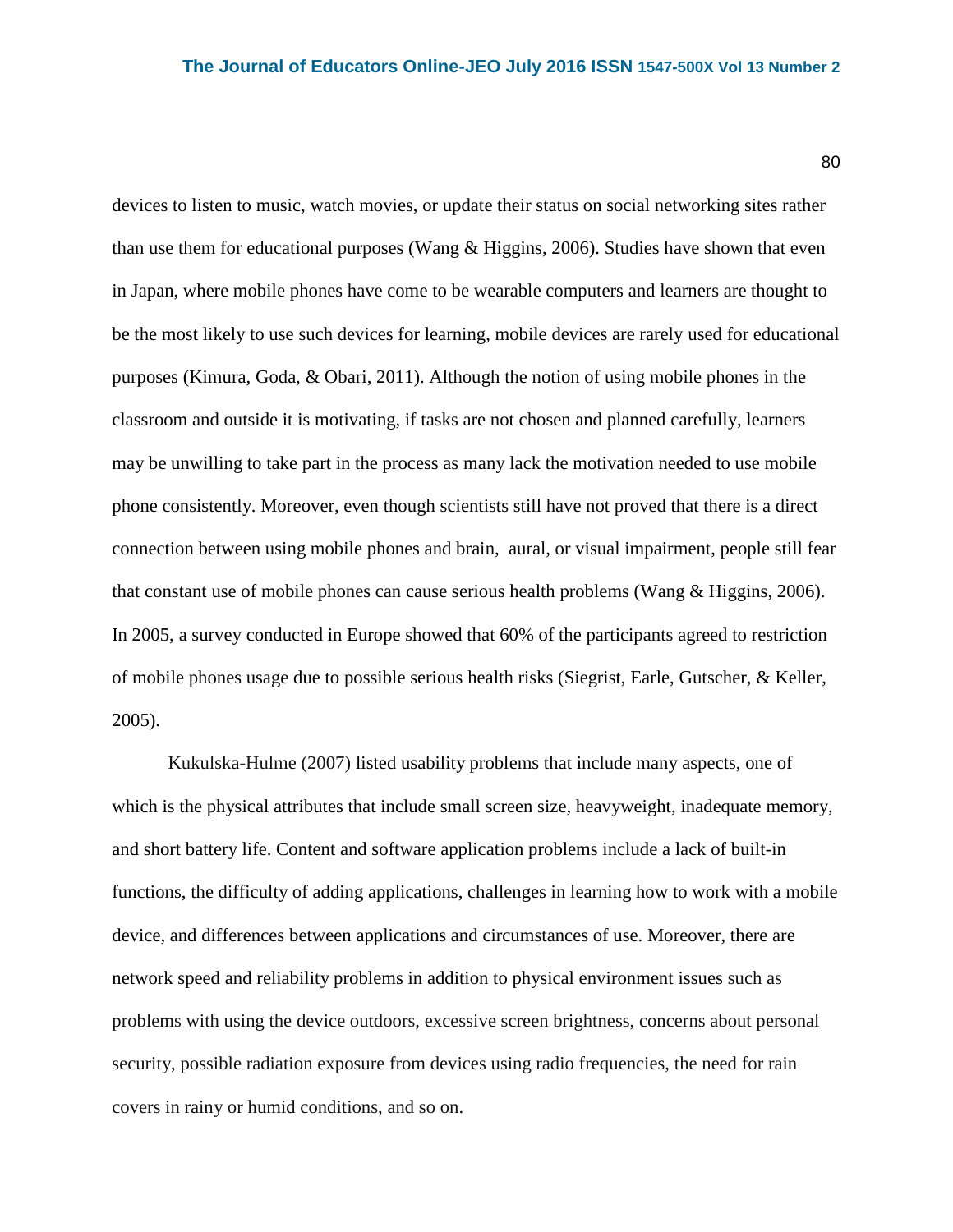devices to listen to music, watch movies, or update their status on social networking sites rather than use them for educational purposes (Wang & Higgins, 2006). Studies have shown that even in Japan, where mobile phones have come to be wearable computers and learners are thought to be the most likely to use such devices for learning, mobile devices are rarely used for educational purposes (Kimura, Goda, & Obari, 2011). Although the notion of using mobile phones in the classroom and outside it is motivating, if tasks are not chosen and planned carefully, learners may be unwilling to take part in the process as many lack the motivation needed to use mobile phone consistently. Moreover, even though scientists still have not proved that there is a direct connection between using mobile phones and brain, aural, or visual impairment, people still fear that constant use of mobile phones can cause serious health problems (Wang & Higgins, 2006). In 2005, a survey conducted in Europe showed that 60% of the participants agreed to restriction of mobile phones usage due to possible serious health risks (Siegrist, Earle, Gutscher, & Keller, 2005).

Kukulska-Hulme (2007) listed usability problems that include many aspects, one of which is the physical attributes that include small screen size, heavyweight, inadequate memory, and short battery life. Content and software application problems include a lack of built-in functions, the difficulty of adding applications, challenges in learning how to work with a mobile device, and differences between applications and circumstances of use. Moreover, there are network speed and reliability problems in addition to physical environment issues such as problems with using the device outdoors, excessive screen brightness, concerns about personal security, possible radiation exposure from devices using radio frequencies, the need for rain covers in rainy or humid conditions, and so on.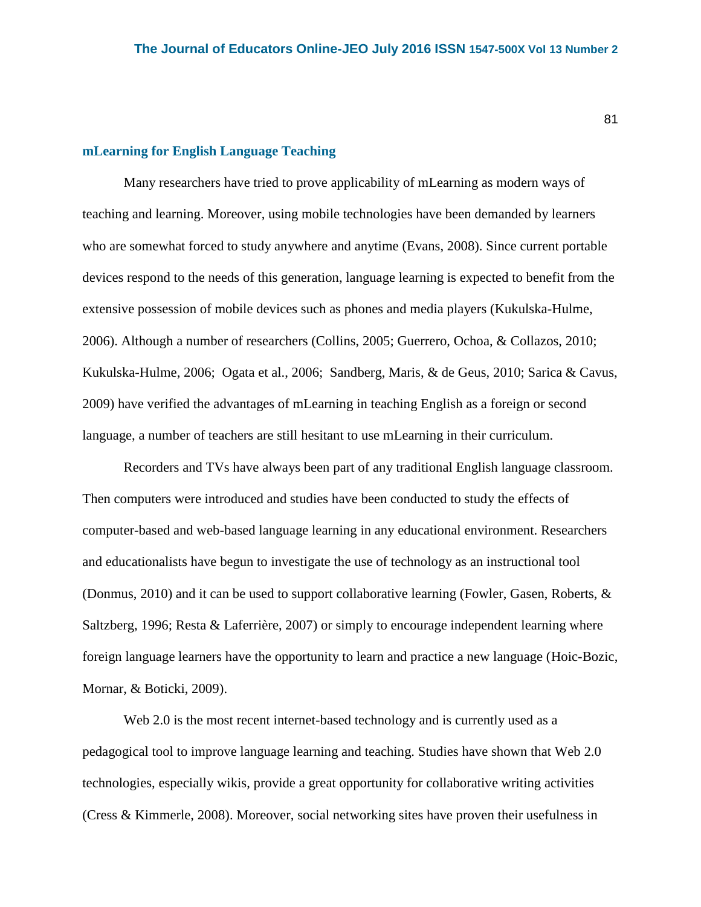## mLearning for English Language Teaching

Many researchers have tried to prove applicability of mLearning as modern ways of teaching and learning. Moreover, using mobile technologies have been demanded by learners who are somewhat forced to study anywhere and anytime (Evans, 2008). Since current portable devices respond to the needs of this generation, language learning is expected to benefit from the extensive possession of mobile devices such as phones and media players (Kukulska-Hulme, 2006). Although a number of researchers (Collins, 2005; Guerrero, Ochoa, & Collazos, 2010; Kukulska-Hulme, 2006; Ogata et al., 2006; Sandberg, Maris, & de Geus, 2010; Sarica & Cavus, 2009) have verified the advantages of mLearning in teaching English as a foreign or second language, a number of teachers are still hesitant to use mLearning in their curriculum.

Recorders and TVs have always been part of any traditional English language classroom. Then computers were introduced and studies have been conducted to study the effects of computer-based and web-based language learning in any educational environment. Researchers and educationalists have begun to investigate the use of technology as an instructional tool (Donmus, 2010) and it can be used to support collaborative learning (Fowler, Gasen, Roberts, & Saltzberg, 1996; Resta & Laferrière, 2007) or simply to encourage independent learning where foreign language learners have the opportunity to learn and practice a new language (Hoic-Bozic, Mornar, & Boticki, 2009).

Web 2.0 is the most recent internet-based technology and is currently used as a pedagogical tool to improve language learning and teaching. Studies have shown that Web 2.0 technologies, especially wikis, provide a great opportunity for collaborative writing activities (Cress & Kimmerle, 2008). Moreover, social networking sites have proven their usefulness in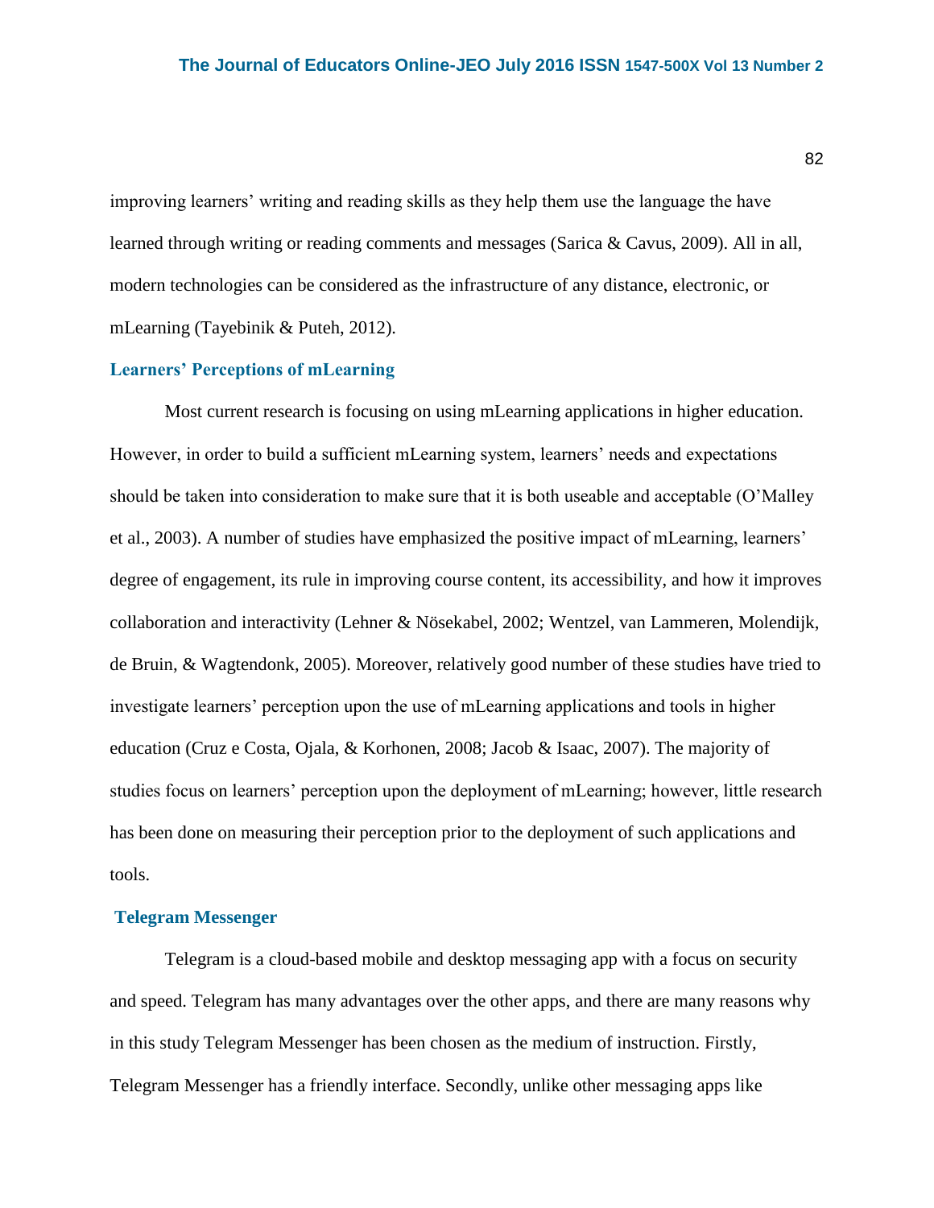improving learners' writing and reading skills as they help them use the language the have learned through writing or reading comments and messages (Sarica & Cavus, 2009). All in all, modern technologies can be considered as the infrastructure of any distance, electronic, or mLearning (Tayebinik & Puteh, 2012).

### Learners' Perceptions of mLearning

Most current research is focusing on using mLearning applications in higher education. However, in order to build a sufficient mLearning system, learners' needs and expectations should be taken into consideration to make sure that it is both useable and acceptable (O'Malley et al., 2003). A number of studies have emphasized the positive impact of mLearning, learners' degree of engagement, its rule in improving course content, its accessibility, and how it improves collaboration and interactivity (Lehner & Nösekabel, 2002; Wentzel, van Lammeren, Molendijk, de Bruin, & Wagtendonk, 2005). Moreover, relatively good number of these studies have tried to investigate learners' perception upon the use of mLearning applications and tools in higher education (Cruz e Costa, Ojala, & Korhonen, 2008; Jacob & Isaac, 2007). The majority of studies focus on learners' perception upon the deployment of mLearning; however, little research has been done on measuring their perception prior to the deployment of such applications and tools.

### Telegram Messenger

Telegram is a cloud-based mobile and desktop messaging app with a focus on security and speed. Telegram has many advantages over the other apps, and there are many reasons why in this study Telegram Messenger has been chosen as the medium of instruction. Firstly, Telegram Messenger has a friendly interface. Secondly, unlike other messaging apps like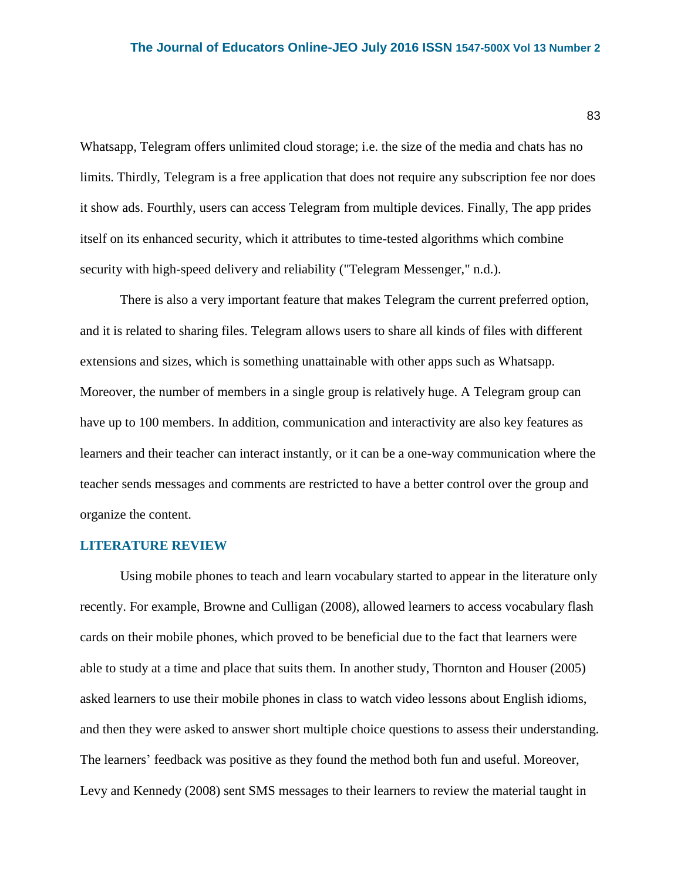Whatsapp, Telegram offers unlimited cloud storage; i.e. the size of the media and chats has no limits. Thirdly, Telegram is a free application that does not require any subscription fee nor does it show ads. Fourthly, users can access Telegram from multiple devices. Finally, The app prides itself on its enhanced security, which it attributes to time-tested algorithms which combine security with high-speed delivery and reliability ("Telegram Messenger," n.d.).

There is also a very important feature that makes Telegram the current preferred option, and it is related to sharing files. Telegram allows users to share all kinds of files with different extensions and sizes, which is something unattainable with other apps such as Whatsapp. Moreover, the number of members in a single group is relatively huge. A Telegram group can have up to 100 members. In addition, communication and interactivity are also key features as learners and their teacher can interact instantly, or it can be a one-way communication where the teacher sends messages and comments are restricted to have a better control over the group and organize the content.

## LITERATURE REVIEW

Using mobile phones to teach and learn vocabulary started to appear in the literature only recently. For example, Browne and Culligan (2008), allowed learners to access vocabulary flash cards on their mobile phones, which proved to be beneficial due to the fact that learners were able to study at a time and place that suits them. In another study, Thornton and Houser (2005) asked learners to use their mobile phones in class to watch video lessons about English idioms, and then they were asked to answer short multiple choice questions to assess their understanding. The learners' feedback was positive as they found the method both fun and useful. Moreover, Levy and Kennedy (2008) sent SMS messages to their learners to review the material taught in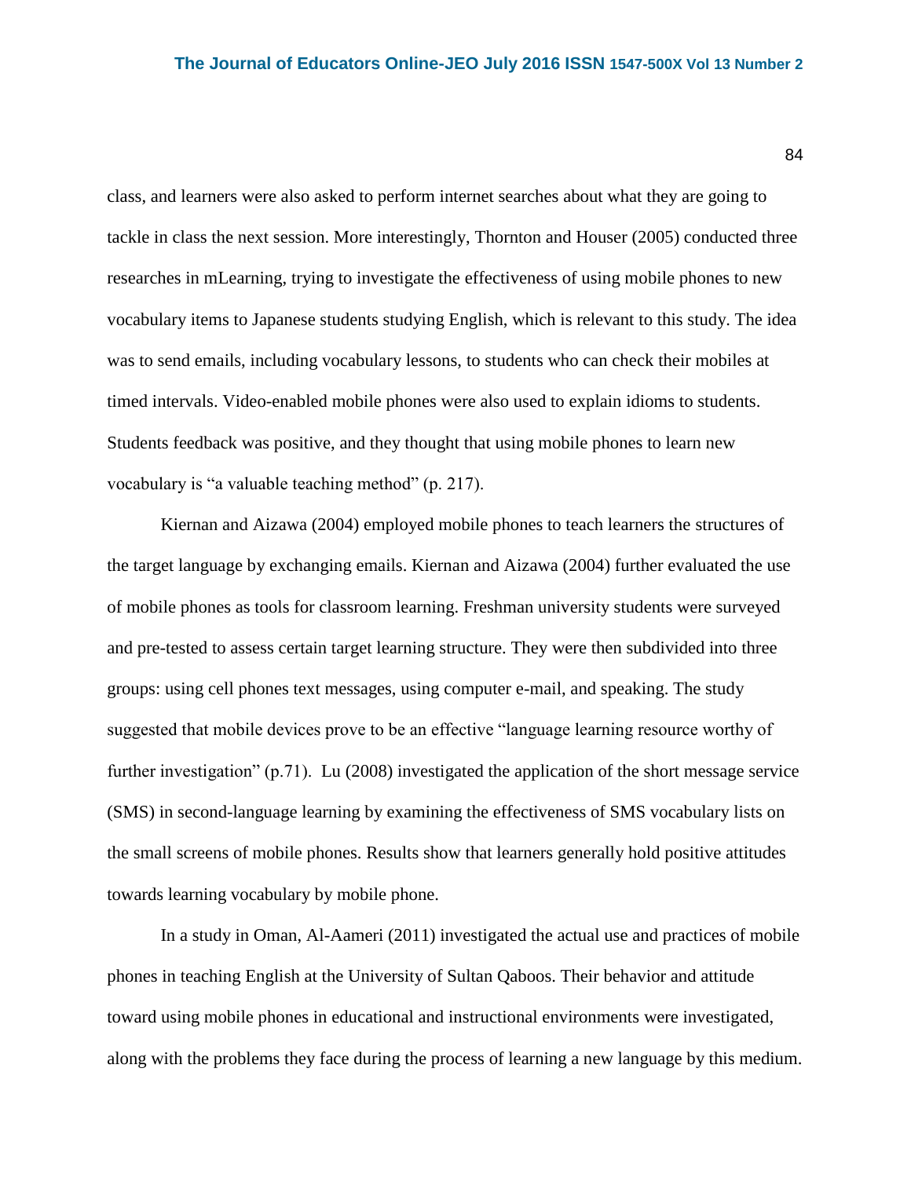class, and learners were also asked to perform internet searches about what they are going to tackle in class the next session. More interestingly, Thornton and Houser (2005) conducted three researches in mLearning, trying to investigate the effectiveness of using mobile phones to new vocabulary items to Japanese students studying English, which is relevant to this study. The idea was to send emails, including vocabulary lessons, to students who can check their mobiles at timed intervals. Video-enabled mobile phones were also used to explain idioms to students. Students feedback was positive, and they thought that using mobile phones to learn new vocabulary is "a valuable teaching method" (p. 217).

Kiernan and Aizawa (2004) employed mobile phones to teach learners the structures of the target language by exchanging emails. Kiernan and Aizawa (2004) further evaluated the use of mobile phones as tools for classroom learning. Freshman university students were surveyed and pre-tested to assess certain target learning structure. They were then subdivided into three groups: using cell phones text messages, using computer e-mail, and speaking. The study suggested that mobile devices prove to be an effective "language learning resource worthy of further investigation" (p.71). Lu (2008) investigated the application of the short message service (SMS) in second-language learning by examining the effectiveness of SMS vocabulary lists on the small screens of mobile phones. Results show that learners generally hold positive attitudes towards learning vocabulary by mobile phone.

In a study in Oman, Al-Aameri (2011) investigated the actual use and practices of mobile phones in teaching English at the University of Sultan Qaboos. Their behavior and attitude toward using mobile phones in educational and instructional environments were investigated, along with the problems they face during the process of learning a new language by this medium.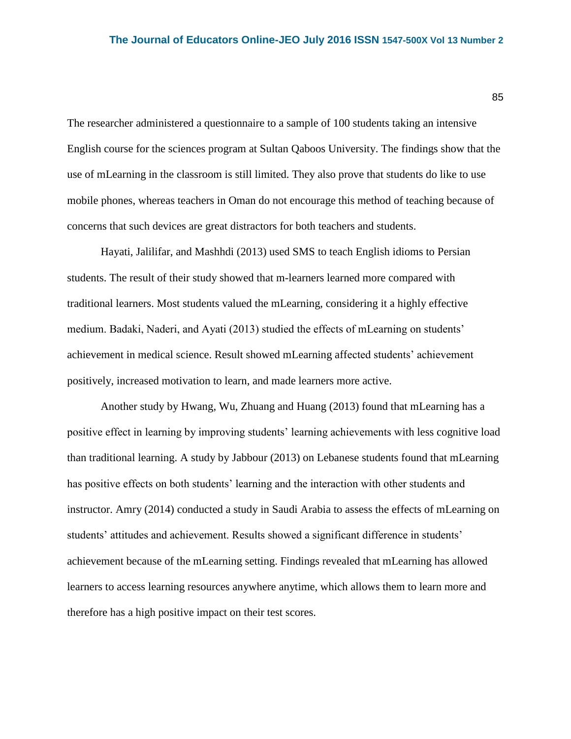The researcher administered a questionnaire to a sample of 100 students taking an intensive English course for the sciences program at Sultan Qaboos University. The findings show that the use of mLearning in the classroom is still limited. They also prove that students do like to use mobile phones, whereas teachers in Oman do not encourage this method of teaching because of concerns that such devices are great distractors for both teachers and students.

Hayati, Jalilifar, and Mashhdi (2013) used SMS to teach English idioms to Persian students. The result of their study showed that m-learners learned more compared with traditional learners. Most students valued the mLearning, considering it a highly effective medium. Badaki, Naderi, and Ayati (2013) studied the effects of mLearning on students' achievement in medical science. Result showed mLearning affected students' achievement positively, increased motivation to learn, and made learners more active.

Another study by Hwang, Wu, Zhuang and Huang (2013) found that mLearning has a positive effect in learning by improving students' learning achievements with less cognitive load than traditional learning. A study by Jabbour (2013) on Lebanese students found that mLearning has positive effects on both students' learning and the interaction with other students and instructor. Amry (2014) conducted a study in Saudi Arabia to assess the effects of mLearning on students' attitudes and achievement. Results showed a significant difference in students' achievement because of the mLearning setting. Findings revealed that mLearning has allowed learners to access learning resources anywhere anytime, which allows them to learn more and therefore has a high positive impact on their test scores.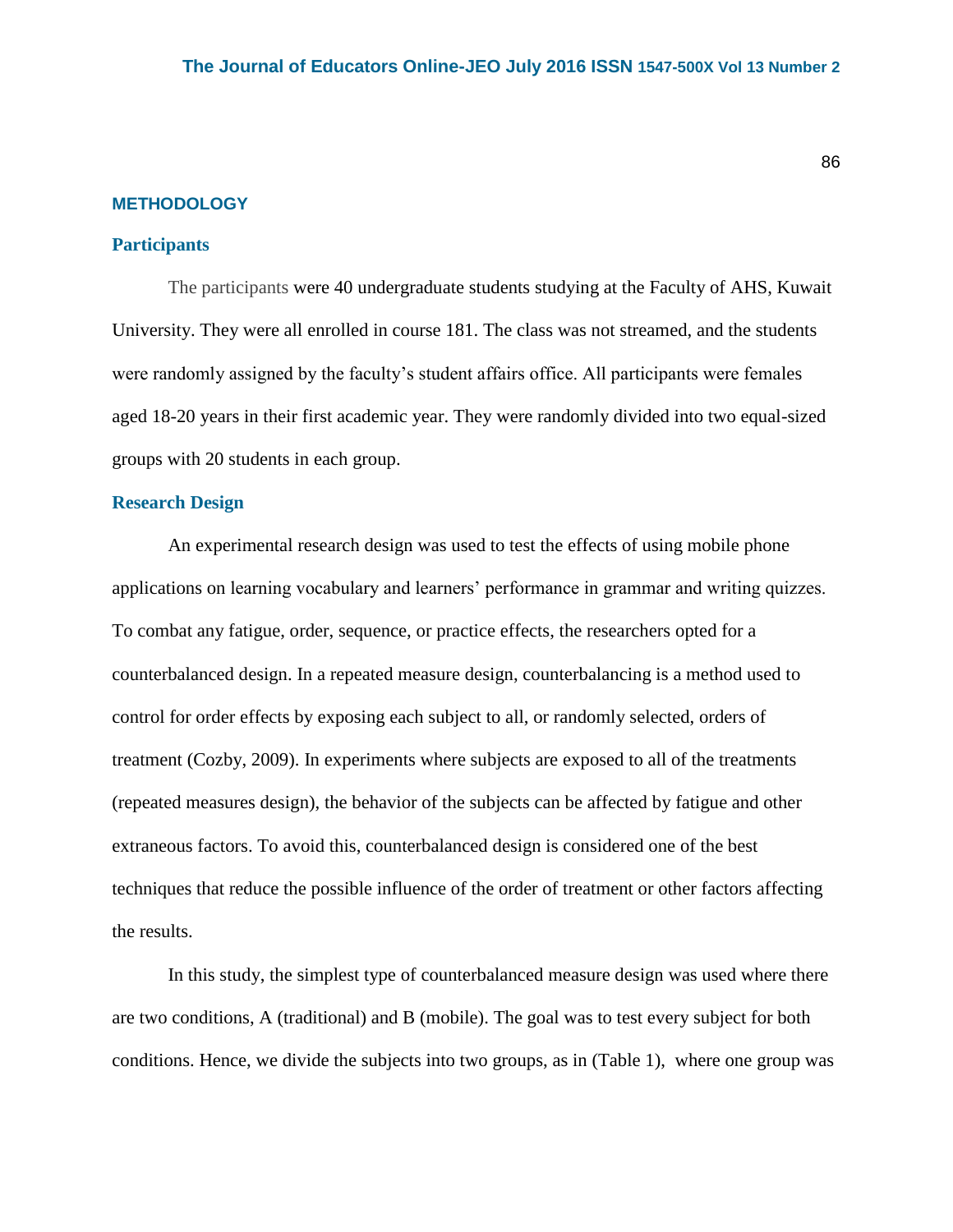## METHODOLOGY

### Participants

The participants were 40 undergraduate students studying at the Faculty of AHS, Kuwait University. They were all enrolled in course 181. The class was not streamed, and the students were randomly assigned by the faculty's student affairs office. All participants were females aged 18-20 years in their first academic year. They were randomly divided into two equal-sized groups with 20 students in each group.

### Research Design

An experimental research design was used to test the effects of using mobile phone applications on learning vocabulary and learners' performance in grammar and writing quizzes. To combat any fatigue, order, sequence, or practice effects, the researchers opted for a counterbalanced design. In a repeated measure design, counterbalancing is a method used to control for order effects by exposing each subject to all, or randomly selected, orders of treatment (Cozby, 2009). In experiments where subjects are exposed to all of the treatments (repeated measures design), the behavior of the subjects can be affected by fatigue and other extraneous factors. To avoid this, counterbalanced design is considered one of the best techniques that reduce the possible influence of the order of treatment or other factors affecting the results.

In this study, the simplest type of counterbalanced measure design was used where there are two conditions, A (traditional) and B (mobile). The goal was to test every subject for both conditions. Hence, we divide the subjects into two groups, as in (Table 1), where one group was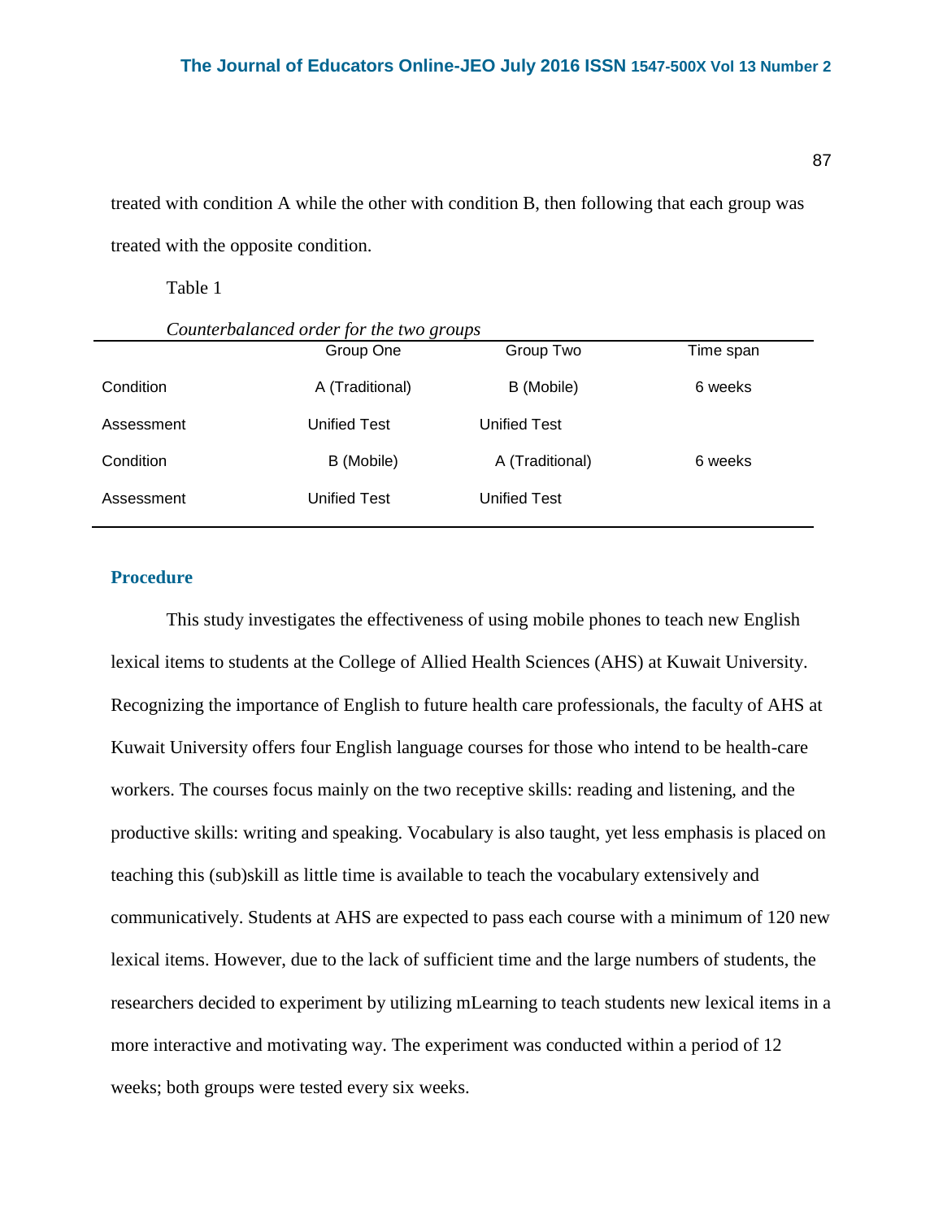treated with condition A while the other with condition B, then following that each group was treated with the opposite condition.

Table 1

*Counterbalanced order for the two groups*

| | Group One | Group Two | Time span |
|---|---|---|---|
| Condition | A (Traditional) | B (Mobile) | 6 weeks |
| Assessment | Unified Test | Unified Test | |
| Condition | B (Mobile) | A (Traditional) | 6 weeks |
| Assessment | Unified Test | Unified Test | |

## Procedure

This study investigates the effectiveness of using mobile phones to teach new English lexical items to students at the College of Allied Health Sciences (AHS) at Kuwait University. Recognizing the importance of English to future health care professionals, the faculty of AHS at Kuwait University offers four English language courses for those who intend to be health-care workers. The courses focus mainly on the two receptive skills: reading and listening, and the productive skills: writing and speaking. Vocabulary is also taught, yet less emphasis is placed on teaching this (sub)skill as little time is available to teach the vocabulary extensively and communicatively. Students at AHS are expected to pass each course with a minimum of 120 new lexical items. However, due to the lack of sufficient time and the large numbers of students, the researchers decided to experiment by utilizing mLearning to teach students new lexical items in a more interactive and motivating way. The experiment was conducted within a period of 12 weeks; both groups were tested every six weeks.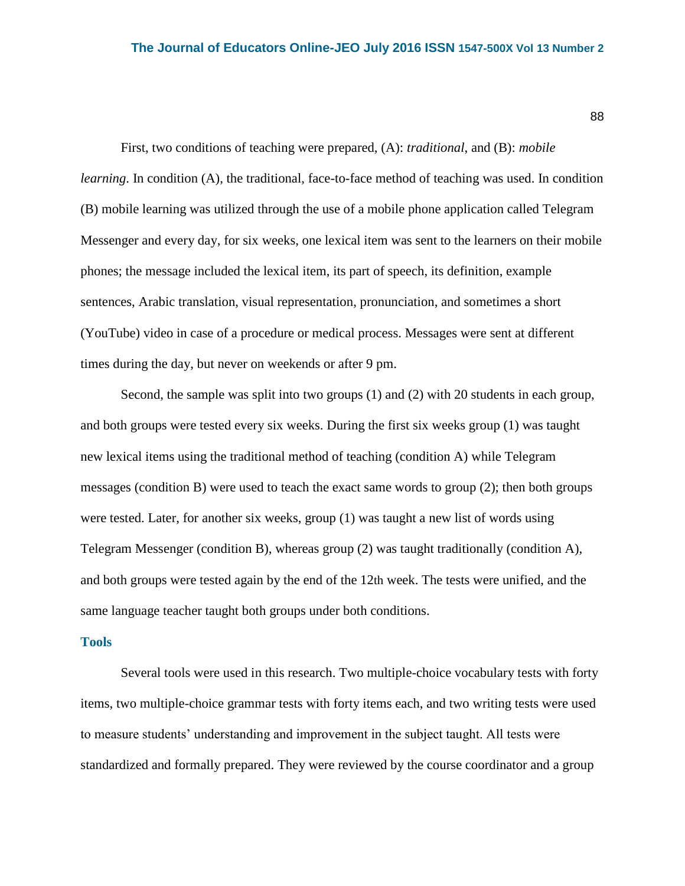First, two conditions of teaching were prepared, (A): *traditional*, and (B): *mobile learning*. In condition (A), the traditional, face-to-face method of teaching was used. In condition (B) mobile learning was utilized through the use of a mobile phone application called Telegram Messenger and every day, for six weeks, one lexical item was sent to the learners on their mobile phones; the message included the lexical item, its part of speech, its definition, example sentences, Arabic translation, visual representation, pronunciation, and sometimes a short (YouTube) video in case of a procedure or medical process. Messages were sent at different times during the day, but never on weekends or after 9 pm.

Second, the sample was split into two groups (1) and (2) with 20 students in each group, and both groups were tested every six weeks. During the first six weeks group (1) was taught new lexical items using the traditional method of teaching (condition A) while Telegram messages (condition B) were used to teach the exact same words to group (2); then both groups were tested. Later, for another six weeks, group (1) was taught a new list of words using Telegram Messenger (condition B), whereas group (2) was taught traditionally (condition A), and both groups were tested again by the end of the 12th week. The tests were unified, and the same language teacher taught both groups under both conditions.

### Tools

Several tools were used in this research. Two multiple-choice vocabulary tests with forty items, two multiple-choice grammar tests with forty items each, and two writing tests were used to measure students' understanding and improvement in the subject taught. All tests were standardized and formally prepared. They were reviewed by the course coordinator and a group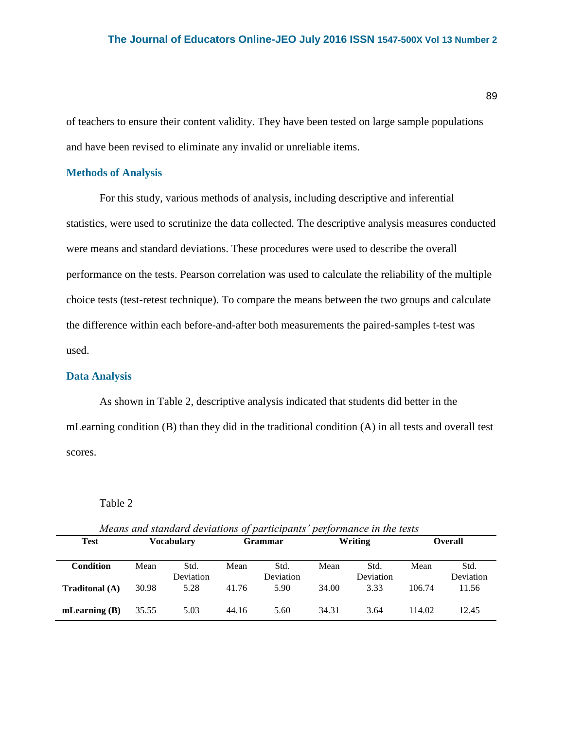of teachers to ensure their content validity. They have been tested on large sample populations and have been revised to eliminate any invalid or unreliable items.

### Methods of Analysis

For this study, various methods of analysis, including descriptive and inferential statistics, were used to scrutinize the data collected. The descriptive analysis measures conducted were means and standard deviations. These procedures were used to describe the overall performance on the tests. Pearson correlation was used to calculate the reliability of the multiple choice tests (test-retest technique). To compare the means between the two groups and calculate the difference within each before-and-after both measurements the paired-samples t-test was used.

### Data Analysis

As shown in Table 2, descriptive analysis indicated that students did better in the mLearning condition (B) than they did in the traditional condition (A) in all tests and overall test scores.

Table 2

*Means and standard deviations of participants' performance in the tests*

| **Test** | **Vocabulary** | | **Grammar** | | **Writing** | | **Overall** | |
|---|---|---|---|---|---|---|---|---|
| **Condition** | Mean | Std. Deviation | Mean | Std. Deviation | Mean | Std. Deviation | Mean | Std. Deviation |
| **Traditonal (A)** | 30.98 | 5.28 | 41.76 | 5.90 | 34.00 | 3.33 | 106.74 | 11.56 |
| **mLearning (B)** | 35.55 | 5.03 | 44.16 | 5.60 | 34.31 | 3.64 | 114.02 | 12.45 |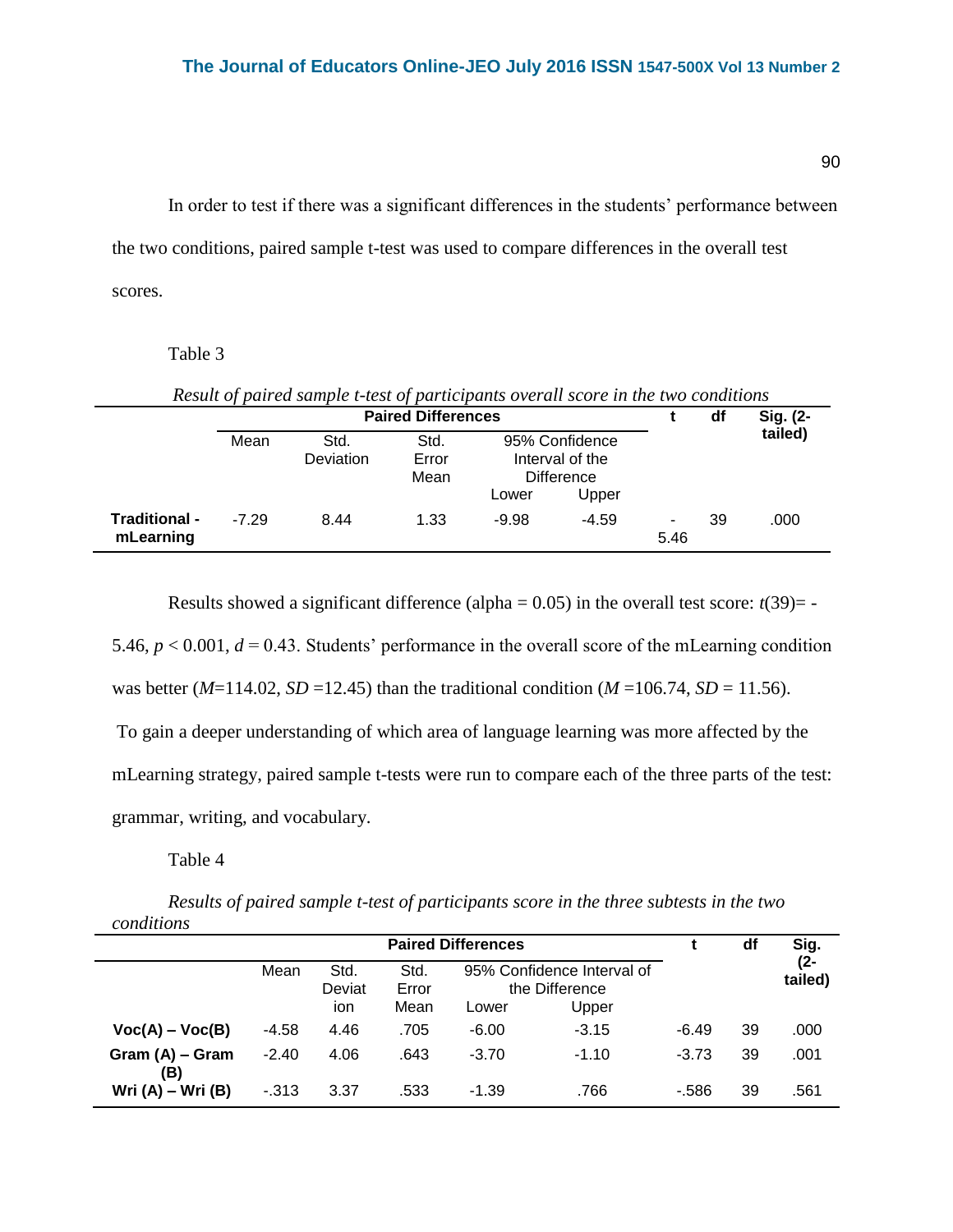In order to test if there was a significant differences in the students' performance between the two conditions, paired sample t-test was used to compare differences in the overall test scores.

Table 3

*Result of paired sample t-test of participants overall score in the two conditions*

| | Paired Differences | | | | | t | df | Sig. (2-tailed) |
|---|---|---|---|---|---|---|---|---|
| | Mean | Std. Deviation | Std. Error Mean | 95% Confidence Interval of the Difference | | | | |
| | | | | Lower | Upper | | | |
| **Traditional - mLearning** | -7.29 | 8.44 | 1.33 | -9.98 | -4.59 | -5.46 | 39 | .000 |

Results showed a significant difference (alpha = 0.05) in the overall test score: $t(39) = -5.46$, $p < 0.001$, $d = 0.43$. Students' performance in the overall score of the mLearning condition was better ($M$=114.02, $SD$ =12.45) than the traditional condition ($M$ =106.74, $SD$ = 11.56).

To gain a deeper understanding of which area of language learning was more affected by the mLearning strategy, paired sample t-tests were run to compare each of the three parts of the test: grammar, writing, and vocabulary.

Table 4

*Results of paired sample t-test of participants score in the three subtests in the two conditions*

| | Paired Differences | | | | | t | df | Sig. (2-tailed) |
|---|---|---|---|---|---|---|---|---|
| | Mean | Std. Deviation | Std. Error Mean | 95% Confidence Interval of the Difference | | | | |
| | | | | Lower | Upper | | | |
| **Voc(A) – Voc(B)** | -4.58 | 4.46 | .705 | -6.00 | -3.15 | -6.49 | 39 | .000 |
| **Gram (A) – Gram (B)** | -2.40 | 4.06 | .643 | -3.70 | -1.10 | -3.73 | 39 | .001 |
| **Wri (A) – Wri (B)** | -.313 | 3.37 | .533 | -1.39 | .766 | -.586 | 39 | .561 |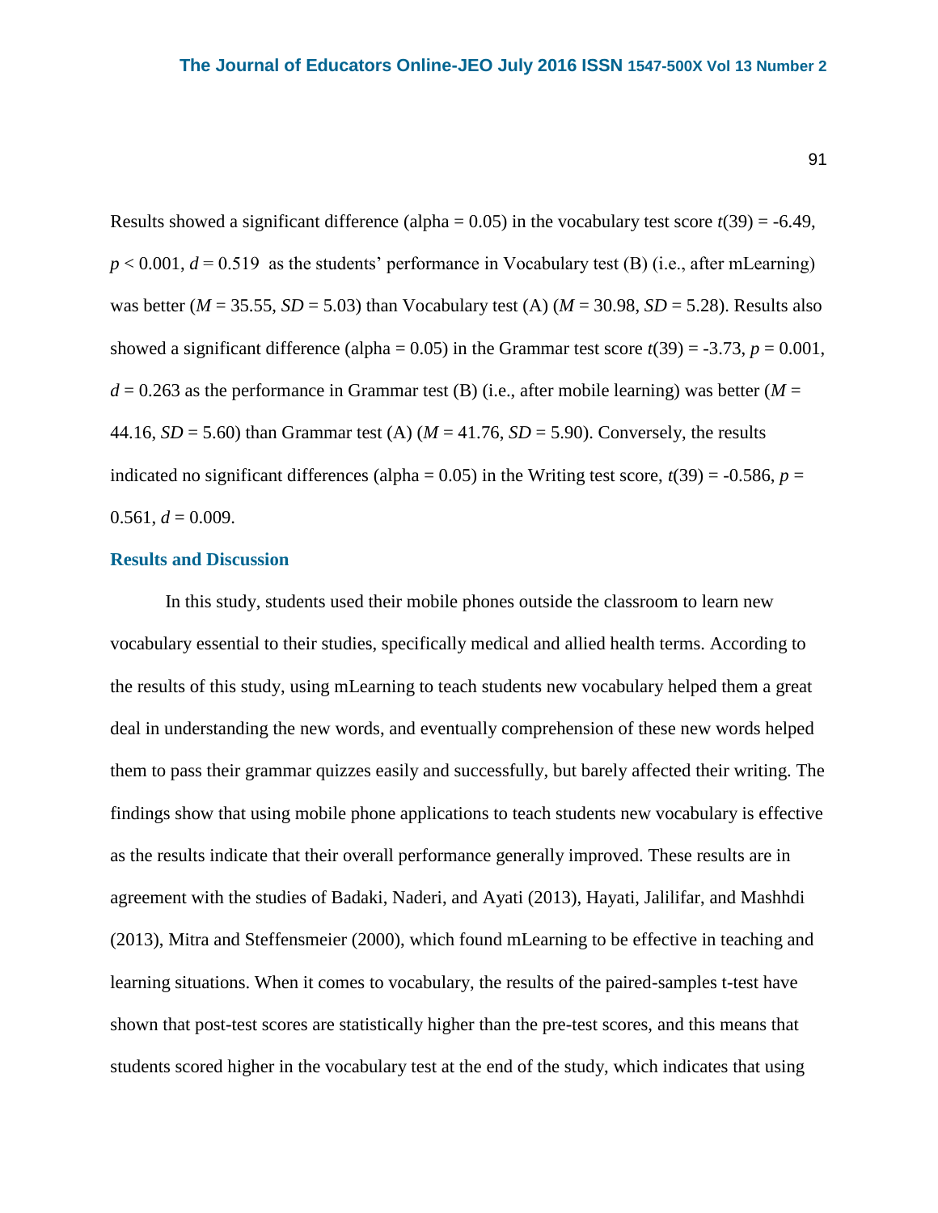Results showed a significant difference (alpha = 0.05) in the vocabulary test score $t(39) = -6.49$, $p < 0.001$, $d = 0.519$ as the students' performance in Vocabulary test (B) (i.e., after mLearning) was better ($M = 35.55$, $SD = 5.03$) than Vocabulary test (A) ($M = 30.98$, $SD = 5.28$). Results also showed a significant difference (alpha = 0.05) in the Grammar test score $t(39) = -3.73$, $p = 0.001$, $d = 0.263$ as the performance in Grammar test (B) (i.e., after mobile learning) was better ($M = 44.16$, $SD = 5.60$) than Grammar test (A) ($M = 41.76$, $SD = 5.90$). Conversely, the results indicated no significant differences (alpha = 0.05) in the Writing test score, $t(39) = -0.586$, $p = 0.561$, $d = 0.009$.

## Results and Discussion

In this study, students used their mobile phones outside the classroom to learn new vocabulary essential to their studies, specifically medical and allied health terms. According to the results of this study, using mLearning to teach students new vocabulary helped them a great deal in understanding the new words, and eventually comprehension of these new words helped them to pass their grammar quizzes easily and successfully, but barely affected their writing. The findings show that using mobile phone applications to teach students new vocabulary is effective as the results indicate that their overall performance generally improved. These results are in agreement with the studies of Badaki, Naderi, and Ayati (2013), Hayati, Jalilifar, and Mashhdi (2013), Mitra and Steffensmeier (2000), which found mLearning to be effective in teaching and learning situations. When it comes to vocabulary, the results of the paired-samples t-test have shown that post-test scores are statistically higher than the pre-test scores, and this means that students scored higher in the vocabulary test at the end of the study, which indicates that using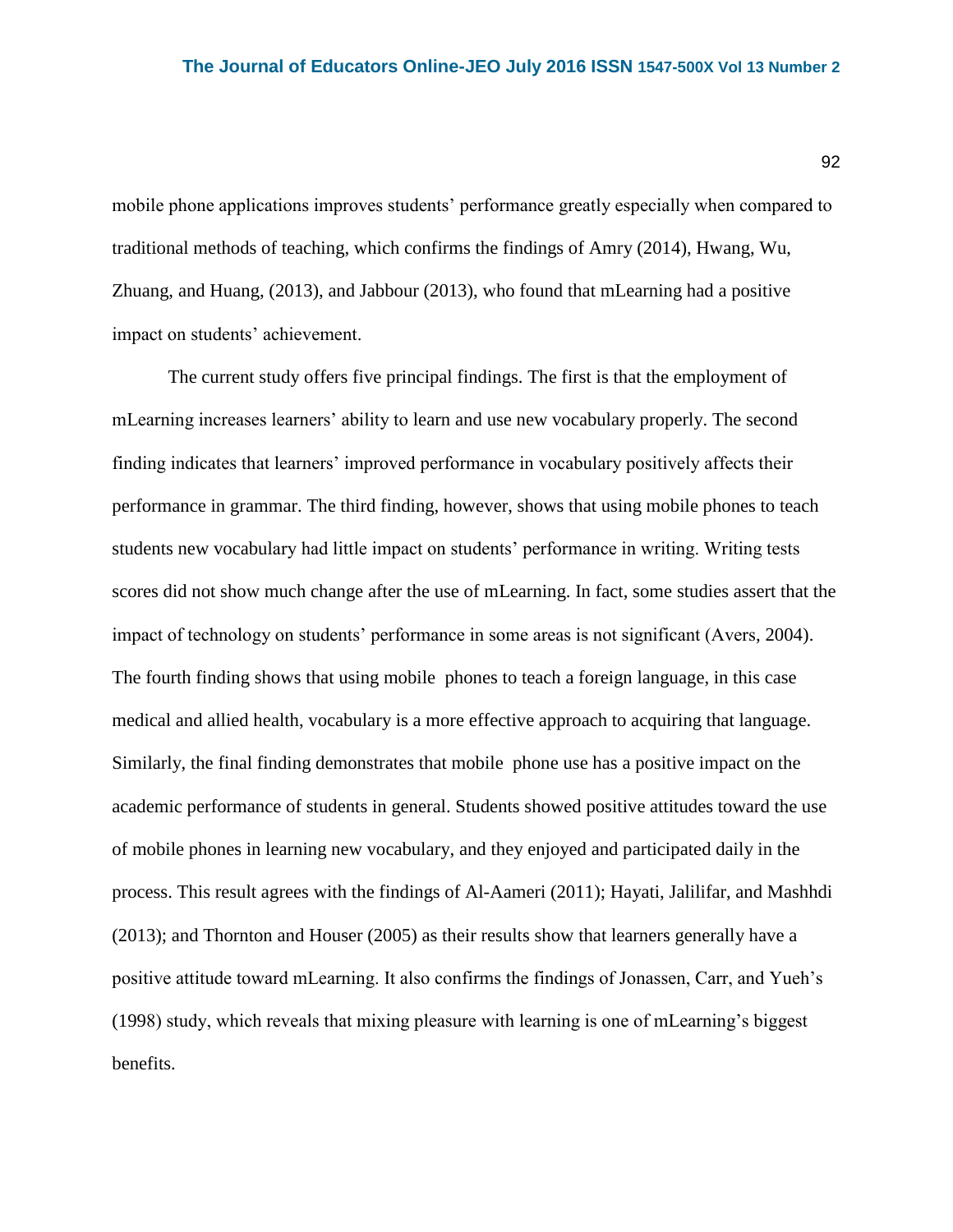mobile phone applications improves students' performance greatly especially when compared to traditional methods of teaching, which confirms the findings of Amry (2014), Hwang, Wu, Zhuang, and Huang, (2013), and Jabbour (2013), who found that mLearning had a positive impact on students' achievement.

The current study offers five principal findings. The first is that the employment of mLearning increases learners' ability to learn and use new vocabulary properly. The second finding indicates that learners' improved performance in vocabulary positively affects their performance in grammar. The third finding, however, shows that using mobile phones to teach students new vocabulary had little impact on students' performance in writing. Writing tests scores did not show much change after the use of mLearning. In fact, some studies assert that the impact of technology on students' performance in some areas is not significant (Avers, 2004). The fourth finding shows that using mobile phones to teach a foreign language, in this case medical and allied health, vocabulary is a more effective approach to acquiring that language. Similarly, the final finding demonstrates that mobile phone use has a positive impact on the academic performance of students in general. Students showed positive attitudes toward the use of mobile phones in learning new vocabulary, and they enjoyed and participated daily in the process. This result agrees with the findings of Al-Aameri (2011); Hayati, Jalilifar, and Mashhdi (2013); and Thornton and Houser (2005) as their results show that learners generally have a positive attitude toward mLearning. It also confirms the findings of Jonassen, Carr, and Yueh's (1998) study, which reveals that mixing pleasure with learning is one of mLearning's biggest benefits.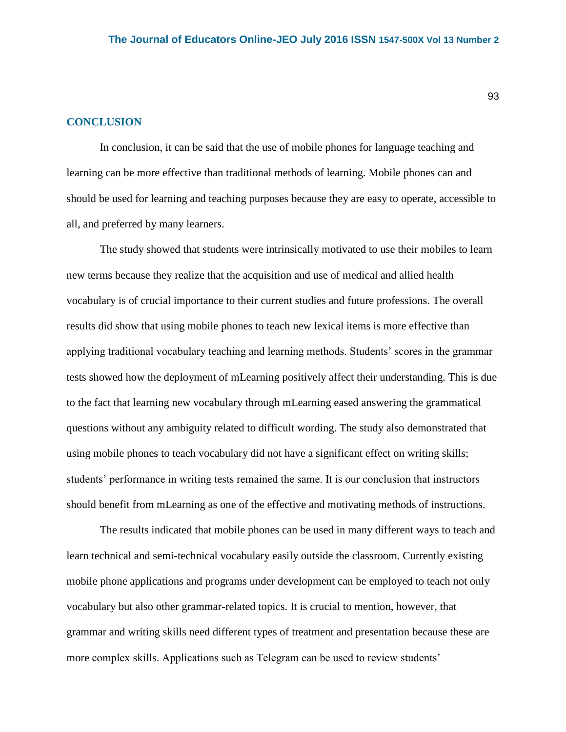## CONCLUSION

In conclusion, it can be said that the use of mobile phones for language teaching and learning can be more effective than traditional methods of learning. Mobile phones can and should be used for learning and teaching purposes because they are easy to operate, accessible to all, and preferred by many learners.

The study showed that students were intrinsically motivated to use their mobiles to learn new terms because they realize that the acquisition and use of medical and allied health vocabulary is of crucial importance to their current studies and future professions. The overall results did show that using mobile phones to teach new lexical items is more effective than applying traditional vocabulary teaching and learning methods. Students' scores in the grammar tests showed how the deployment of mLearning positively affect their understanding. This is due to the fact that learning new vocabulary through mLearning eased answering the grammatical questions without any ambiguity related to difficult wording. The study also demonstrated that using mobile phones to teach vocabulary did not have a significant effect on writing skills; students' performance in writing tests remained the same. It is our conclusion that instructors should benefit from mLearning as one of the effective and motivating methods of instructions.

The results indicated that mobile phones can be used in many different ways to teach and learn technical and semi-technical vocabulary easily outside the classroom. Currently existing mobile phone applications and programs under development can be employed to teach not only vocabulary but also other grammar-related topics. It is crucial to mention, however, that grammar and writing skills need different types of treatment and presentation because these are more complex skills. Applications such as Telegram can be used to review students'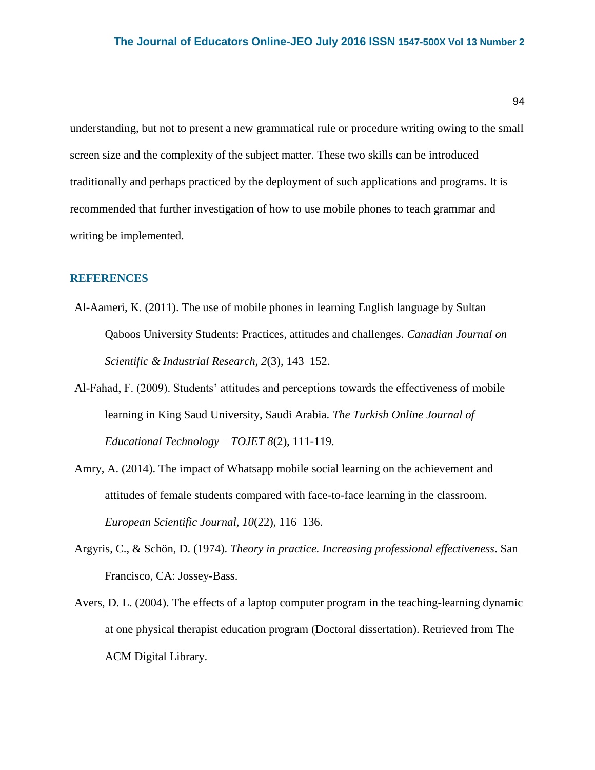understanding, but not to present a new grammatical rule or procedure writing owing to the small screen size and the complexity of the subject matter. These two skills can be introduced traditionally and perhaps practiced by the deployment of such applications and programs. It is recommended that further investigation of how to use mobile phones to teach grammar and writing be implemented.

## REFERENCES

Al-Aameri, K. (2011). The use of mobile phones in learning English language by Sultan Qaboos University Students: Practices, attitudes and challenges. *Canadian Journal on Scientific & Industrial Research, 2*(3), 143–152.

Al-Fahad, F. (2009). Students' attitudes and perceptions towards the effectiveness of mobile learning in King Saud University, Saudi Arabia. *The Turkish Online Journal of Educational Technology – TOJET 8*(2), 111-119.

Amry, A. (2014). The impact of Whatsapp mobile social learning on the achievement and attitudes of female students compared with face-to-face learning in the classroom. *European Scientific Journal, 10*(22), 116–136.

Argyris, C., & Schön, D. (1974). *Theory in practice. Increasing professional effectiveness*. San Francisco, CA: Jossey-Bass.

Avers, D. L. (2004). The effects of a laptop computer program in the teaching-learning dynamic at one physical therapist education program (Doctoral dissertation). Retrieved from The ACM Digital Library.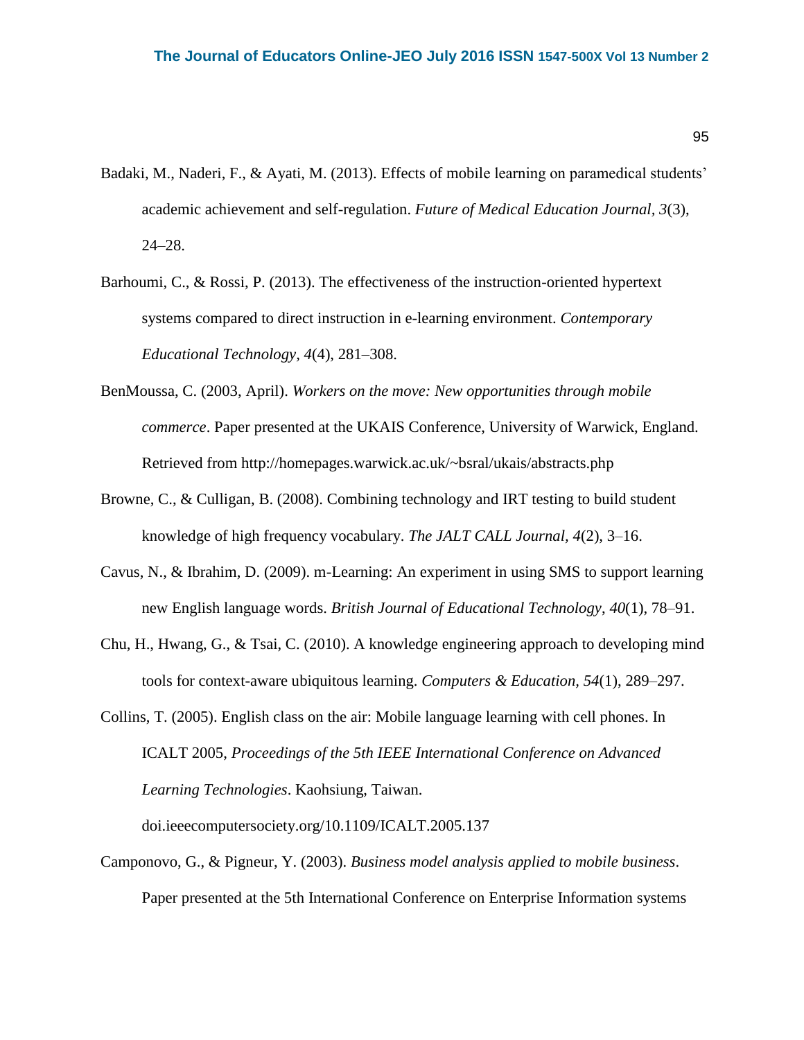Badaki, M., Naderi, F., & Ayati, M. (2013). Effects of mobile learning on paramedical students' academic achievement and self-regulation. *Future of Medical Education Journal, 3*(3), 24–28.

Barhoumi, C., & Rossi, P. (2013). The effectiveness of the instruction-oriented hypertext systems compared to direct instruction in e-learning environment. *Contemporary Educational Technology, 4*(4), 281–308.

BenMoussa, C. (2003, April). *Workers on the move: New opportunities through mobile commerce*. Paper presented at the UKAIS Conference, University of Warwick, England. Retrieved from http://homepages.warwick.ac.uk/~bsral/ukais/abstracts.php

Browne, C., & Culligan, B. (2008). Combining technology and IRT testing to build student knowledge of high frequency vocabulary. *The JALT CALL Journal, 4*(2), 3–16.

Cavus, N., & Ibrahim, D. (2009). m-Learning: An experiment in using SMS to support learning new English language words. *British Journal of Educational Technology*, *40*(1), 78–91.

Chu, H., Hwang, G., & Tsai, C. (2010). A knowledge engineering approach to developing mind tools for context-aware ubiquitous learning. *Computers & Education, 54*(1), 289–297.

Collins, T. (2005). English class on the air: Mobile language learning with cell phones. In ICALT 2005, *Proceedings of the 5th IEEE International Conference on Advanced Learning Technologies*. Kaohsiung, Taiwan. doi.ieeecomputersociety.org/10.1109/ICALT.2005.137

Camponovo, G., & Pigneur, Y. (2003). *Business model analysis applied to mobile business*. Paper presented at the 5th International Conference on Enterprise Information systems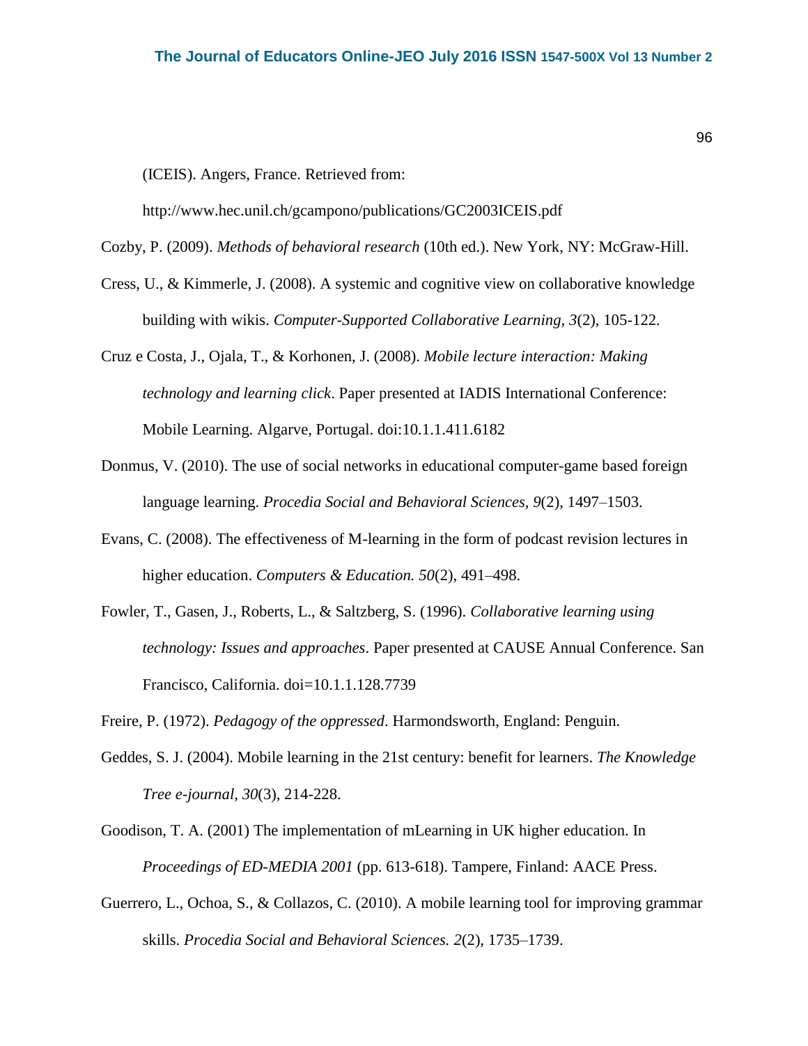(ICEIS). Angers, France. Retrieved from: http://www.hec.unil.ch/gcampono/publications/GC2003ICEIS.pdf

Cozby, P. (2009). *Methods of behavioral research* (10th ed.). New York, NY: McGraw-Hill.

Cress, U., & Kimmerle, J. (2008). A systemic and cognitive view on collaborative knowledge building with wikis. *Computer-Supported Collaborative Learning, 3*(2), 105-122.

Cruz e Costa, J., Ojala, T., & Korhonen, J. (2008). *Mobile lecture interaction: Making technology and learning click*. Paper presented at IADIS International Conference: Mobile Learning. Algarve, Portugal. doi:10.1.1.411.6182

Donmus, V. (2010). The use of social networks in educational computer-game based foreign language learning. *Procedia Social and Behavioral Sciences, 9*(2), 1497–1503.

Evans, C. (2008). The effectiveness of M-learning in the form of podcast revision lectures in higher education. *Computers & Education. 50*(2), 491–498.

Fowler, T., Gasen, J., Roberts, L., & Saltzberg, S. (1996). *Collaborative learning using technology: Issues and approaches*. Paper presented at CAUSE Annual Conference. San Francisco, California. doi=10.1.1.128.7739

Freire, P. (1972). *Pedagogy of the oppressed*. Harmondsworth, England: Penguin.

Geddes, S. J. (2004). Mobile learning in the 21st century: benefit for learners. *The Knowledge Tree e-journal*, *30*(3), 214-228.

Goodison, T. A. (2001) The implementation of mLearning in UK higher education. In *Proceedings of ED-MEDIA 2001* (pp. 613-618). Tampere, Finland: AACE Press.

Guerrero, L., Ochoa, S., & Collazos, C. (2010). A mobile learning tool for improving grammar skills. *Procedia Social and Behavioral Sciences. 2*(2), 1735–1739.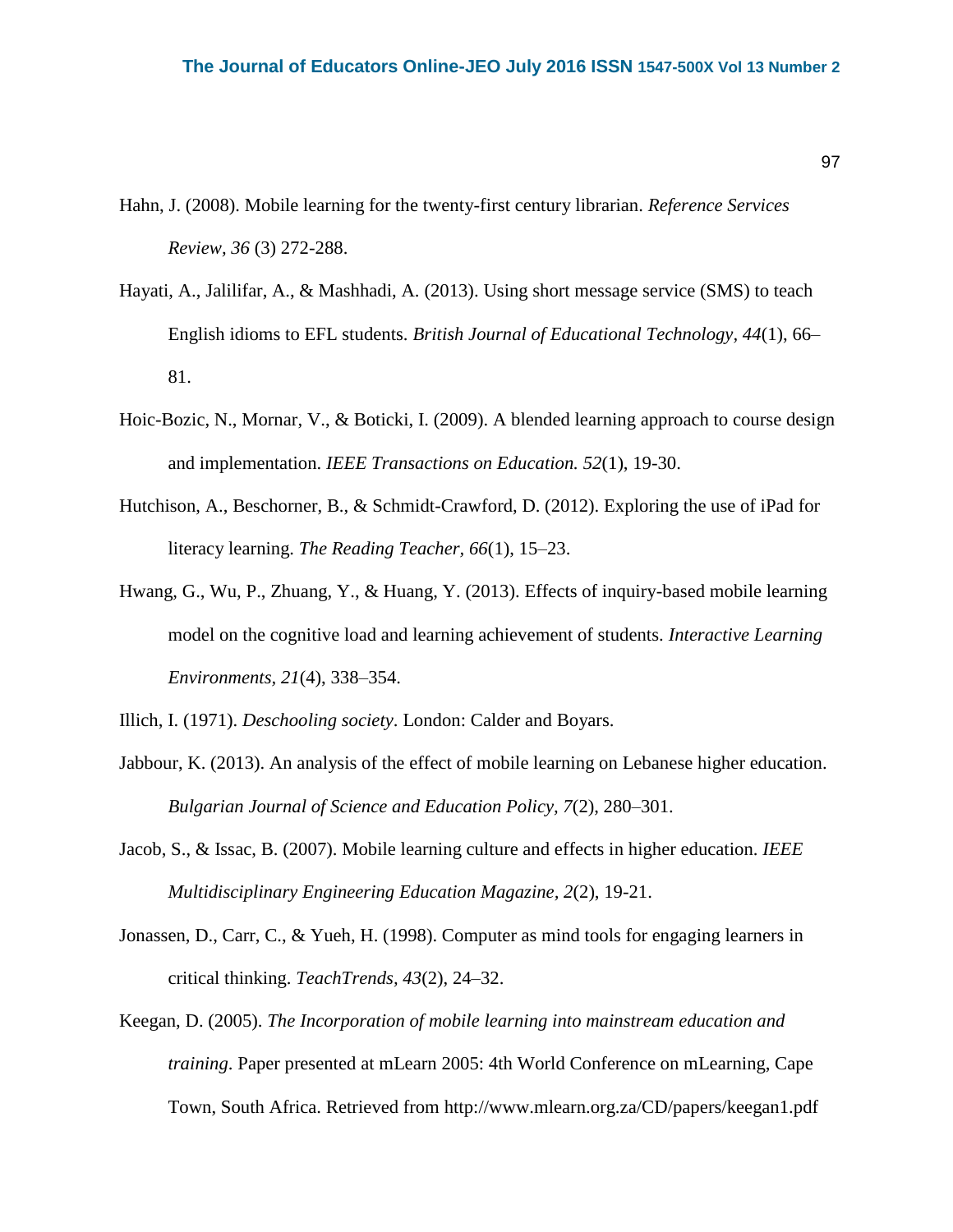Hahn, J. (2008). Mobile learning for the twenty-first century librarian. *Reference Services Review, 36* (3) 272-288.

Hayati, A., Jalilifar, A., & Mashhadi, A. (2013). Using short message service (SMS) to teach English idioms to EFL students. *British Journal of Educational Technology, 44*(1), 66–81.

Hoic-Bozic, N., Mornar, V., & Boticki, I. (2009). A blended learning approach to course design and implementation. *IEEE Transactions on Education. 52*(1), 19-30.

Hutchison, A., Beschorner, B., & Schmidt-Crawford, D. (2012). Exploring the use of iPad for literacy learning. *The Reading Teacher, 66*(1), 15–23.

Hwang, G., Wu, P., Zhuang, Y., & Huang, Y. (2013). Effects of inquiry-based mobile learning model on the cognitive load and learning achievement of students. *Interactive Learning Environments, 21*(4), 338–354.

Illich, I. (1971). *Deschooling society*. London: Calder and Boyars.

Jabbour, K. (2013). An analysis of the effect of mobile learning on Lebanese higher education. *Bulgarian Journal of Science and Education Policy, 7*(2), 280–301.

Jacob, S., & Issac, B. (2007). Mobile learning culture and effects in higher education. *IEEE Multidisciplinary Engineering Education Magazine, 2*(2), 19-21.

Jonassen, D., Carr, C., & Yueh, H. (1998). Computer as mind tools for engaging learners in critical thinking. *TeachTrends, 43*(2), 24–32.

Keegan, D. (2005). *The Incorporation of mobile learning into mainstream education and training*. Paper presented at mLearn 2005: 4th World Conference on mLearning, Cape Town, South Africa. Retrieved from http://www.mlearn.org.za/CD/papers/keegan1.pdf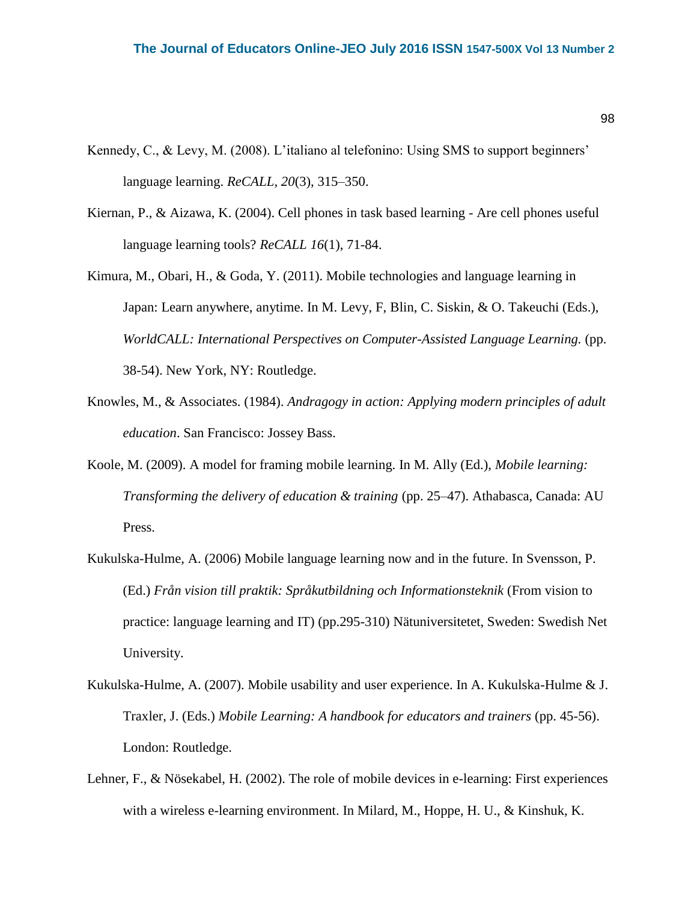Kennedy, C., & Levy, M. (2008). L'italiano al telefonino: Using SMS to support beginners' language learning. *ReCALL, 20*(3), 315–350.

Kiernan, P., & Aizawa, K. (2004). Cell phones in task based learning - Are cell phones useful language learning tools? *ReCALL 16*(1), 71-84.

Kimura, M., Obari, H., & Goda, Y. (2011). Mobile technologies and language learning in Japan: Learn anywhere, anytime. In M. Levy, F, Blin, C. Siskin, & O. Takeuchi (Eds.), *WorldCALL: International Perspectives on Computer-Assisted Language Learning.* (pp. 38-54). New York, NY: Routledge.

Knowles, M., & Associates. (1984). *Andragogy in action: Applying modern principles of adult education*. San Francisco: Jossey Bass.

Koole, M. (2009). A model for framing mobile learning. In M. Ally (Ed.), *Mobile learning: Transforming the delivery of education & training* (pp. 25–47). Athabasca, Canada: AU Press.

Kukulska-Hulme, A. (2006) Mobile language learning now and in the future. In Svensson, P. (Ed.) *Från vision till praktik: Språkutbildning och Informationsteknik* (From vision to practice: language learning and IT) (pp.295-310) Nätuniversitetet, Sweden: Swedish Net University.

Kukulska-Hulme, A. (2007). Mobile usability and user experience. In A. Kukulska-Hulme & J. Traxler, J. (Eds.) *Mobile Learning: A handbook for educators and trainers* (pp. 45-56). London: Routledge.

Lehner, F., & Nösekabel, H. (2002). The role of mobile devices in e-learning: First experiences with a wireless e-learning environment. In Milard, M., Hoppe, H. U., & Kinshuk, K.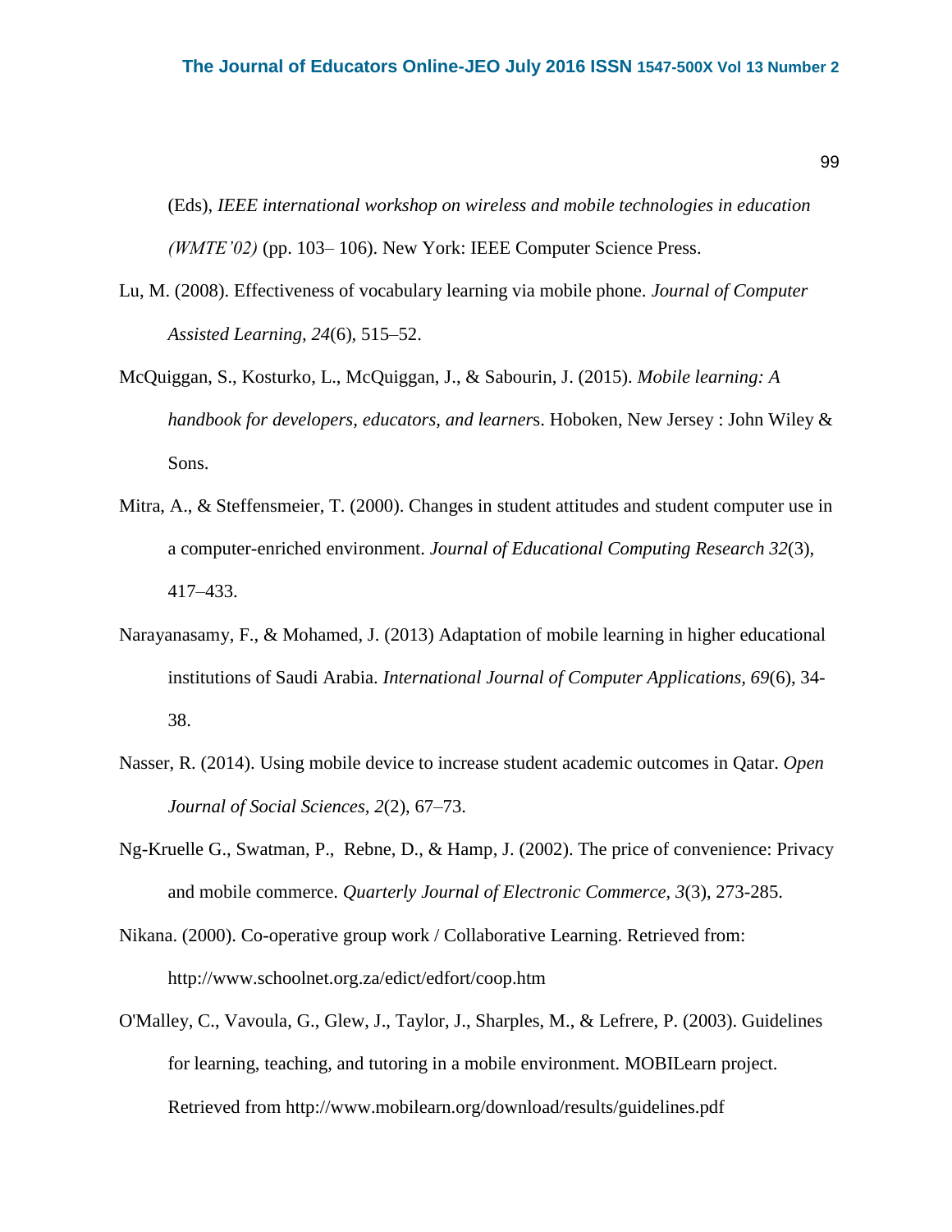(Eds), *IEEE international workshop on wireless and mobile technologies in education (WMTE'02)* (pp. 103– 106). New York: IEEE Computer Science Press.

Lu, M. (2008). Effectiveness of vocabulary learning via mobile phone. *Journal of Computer Assisted Learning, 24*(6), 515–52.

McQuiggan, S., Kosturko, L., McQuiggan, J., & Sabourin, J. (2015). *Mobile learning: A handbook for developers, educators, and learner*s. Hoboken, New Jersey : John Wiley & Sons.

Mitra, A., & Steffensmeier, T. (2000). Changes in student attitudes and student computer use in a computer-enriched environment. *Journal of Educational Computing Research 32*(3), 417–433.

Narayanasamy, F., & Mohamed, J. (2013) Adaptation of mobile learning in higher educational institutions of Saudi Arabia. *International Journal of Computer Applications, 69*(6), 34-38.

Nasser, R. (2014). Using mobile device to increase student academic outcomes in Qatar. *Open Journal of Social Sciences, 2*(2), 67–73.

Ng-Kruelle G., Swatman, P., Rebne, D., & Hamp, J. (2002). The price of convenience: Privacy and mobile commerce. *Quarterly Journal of Electronic Commerce, 3*(3), 273-285.

Nikana. (2000). Co-operative group work / Collaborative Learning. Retrieved from: http://www.schoolnet.org.za/edict/edfort/coop.htm

O'Malley, C., Vavoula, G., Glew, J., Taylor, J., Sharples, M., & Lefrere, P. (2003). Guidelines for learning, teaching, and tutoring in a mobile environment. MOBILearn project. Retrieved from http://www.mobilearn.org/download/results/guidelines.pdf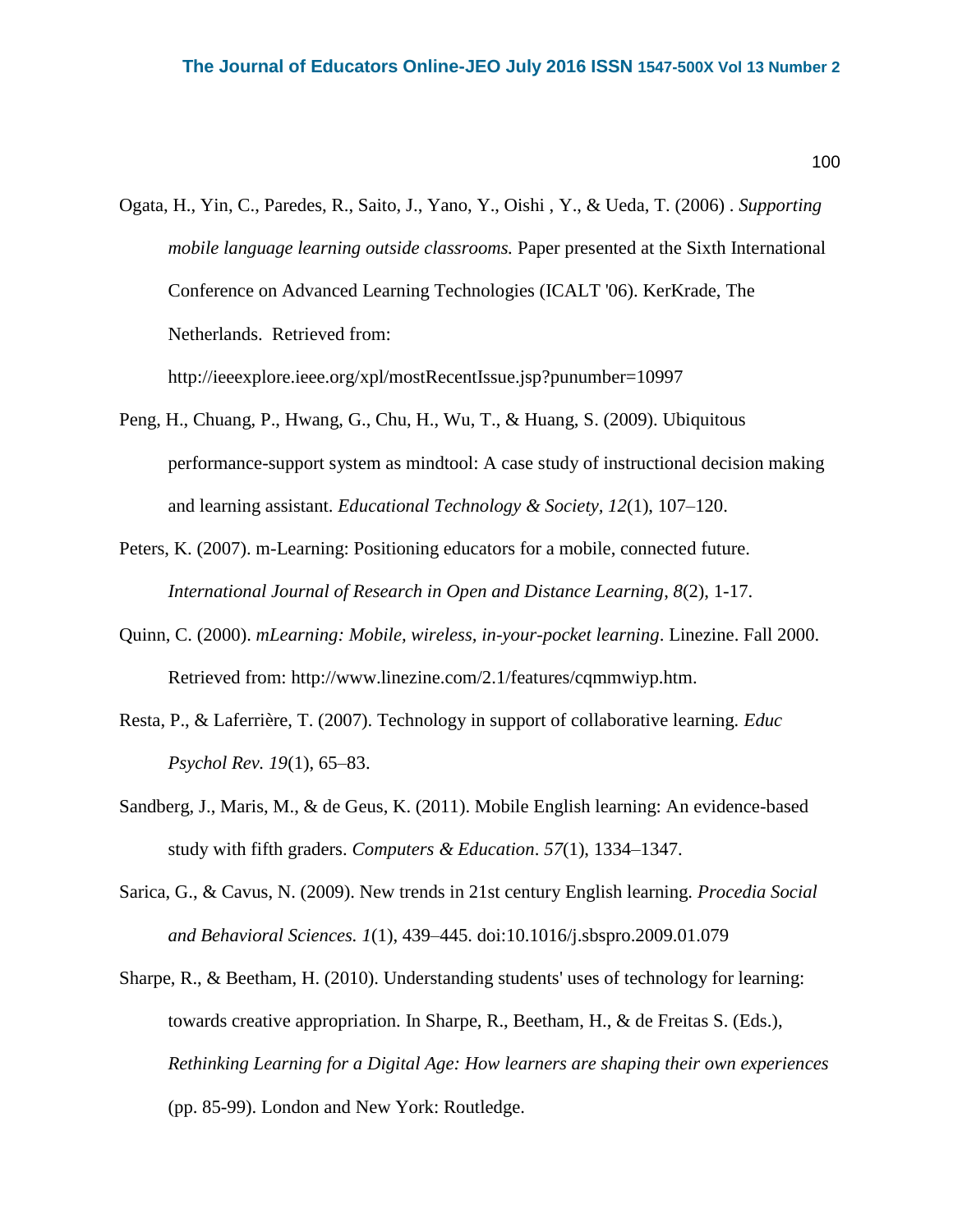Ogata, H., Yin, C., Paredes, R., Saito, J., Yano, Y., Oishi , Y., & Ueda, T. (2006) . *Supporting mobile language learning outside classrooms.* Paper presented at the Sixth International Conference on Advanced Learning Technologies (ICALT '06). KerKrade, The Netherlands. Retrieved from: http://ieeexplore.ieee.org/xpl/mostRecentIssue.jsp?punumber=10997

Peng, H., Chuang, P., Hwang, G., Chu, H., Wu, T., & Huang, S. (2009). Ubiquitous performance-support system as mindtool: A case study of instructional decision making and learning assistant. *Educational Technology & Society*, *12*(1), 107–120.

Peters, K. (2007). m-Learning: Positioning educators for a mobile, connected future. *International Journal of Research in Open and Distance Learning*, *8*(2), 1-17.

Quinn, C. (2000). *mLearning: Mobile, wireless, in-your-pocket learning*. Linezine. Fall 2000. Retrieved from: http://www.linezine.com/2.1/features/cqmmwiyp.htm.

Resta, P., & Laferrière, T. (2007). Technology in support of collaborative learning. *Educ Psychol Rev. 19*(1), 65–83.

Sandberg, J., Maris, M., & de Geus, K. (2011). Mobile English learning: An evidence-based study with fifth graders. *Computers & Education*. *57*(1), 1334–1347.

Sarica, G., & Cavus, N. (2009). New trends in 21st century English learning. *Procedia Social and Behavioral Sciences. 1*(1), 439–445. doi:10.1016/j.sbspro.2009.01.079

Sharpe, R., & Beetham, H. (2010). Understanding students' uses of technology for learning: towards creative appropriation. In Sharpe, R., Beetham, H., & de Freitas S. (Eds.), *Rethinking Learning for a Digital Age: How learners are shaping their own experiences* (pp. 85-99). London and New York: Routledge.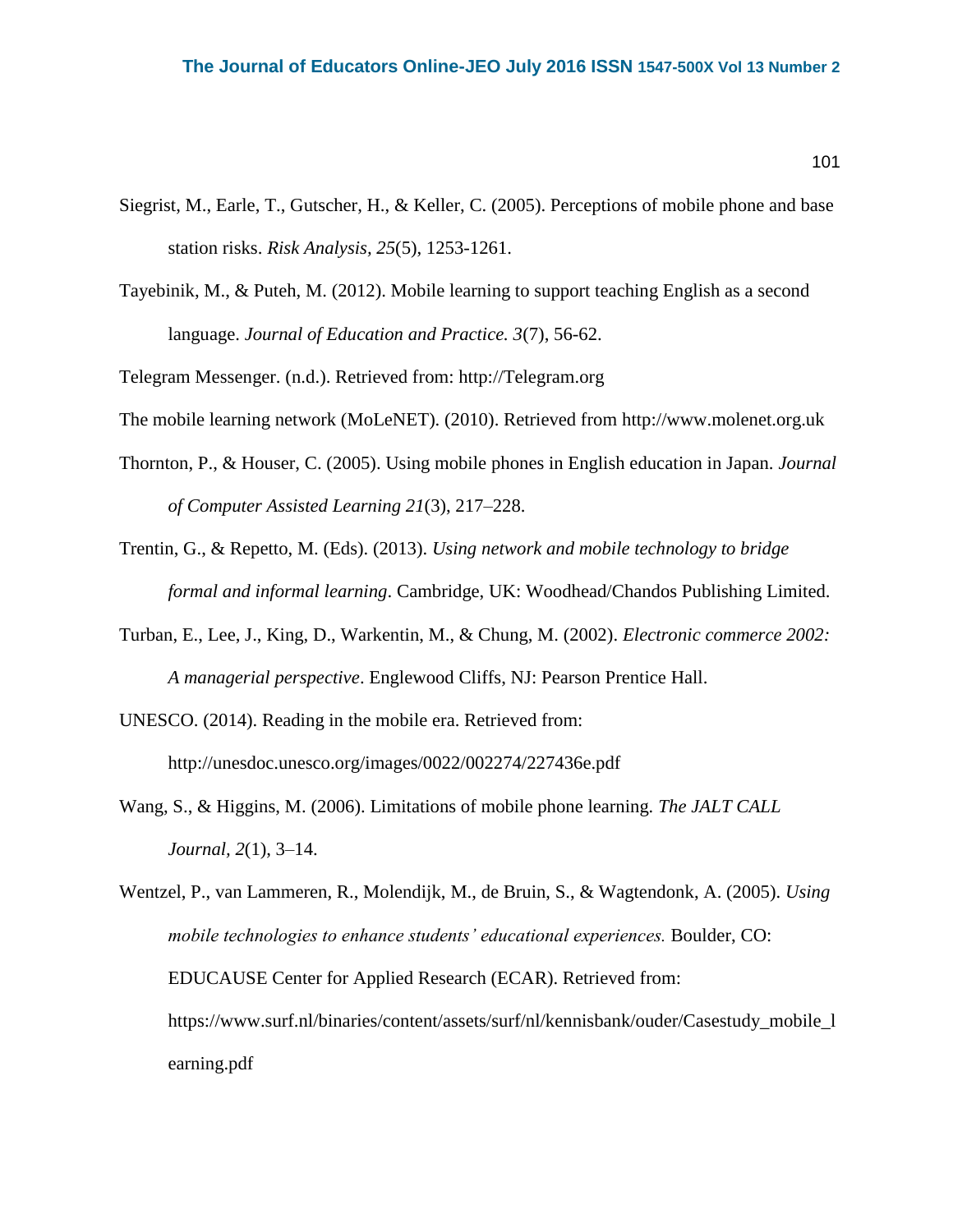Siegrist, M., Earle, T., Gutscher, H., & Keller, C. (2005). Perceptions of mobile phone and base station risks. *Risk Analysis*, *25*(5), 1253-1261.

Tayebinik, M., & Puteh, M. (2012). Mobile learning to support teaching English as a second language. *Journal of Education and Practice. 3*(7), 56-62.

Telegram Messenger. (n.d.). Retrieved from: http://Telegram.org

The mobile learning network (MoLeNET). (2010). Retrieved from http://www.molenet.org.uk

Thornton, P., & Houser, C. (2005). Using mobile phones in English education in Japan. *Journal of Computer Assisted Learning 21*(3), 217–228.

Trentin, G., & Repetto, M. (Eds). (2013). *Using network and mobile technology to bridge formal and informal learning*. Cambridge, UK: Woodhead/Chandos Publishing Limited.

Turban, E., Lee, J., King, D., Warkentin, M., & Chung, M. (2002). *Electronic commerce 2002: A managerial perspective*. Englewood Cliffs, NJ: Pearson Prentice Hall.

UNESCO. (2014). Reading in the mobile era. Retrieved from: http://unesdoc.unesco.org/images/0022/002274/227436e.pdf

Wang, S., & Higgins, M. (2006). Limitations of mobile phone learning. *The JALT CALL Journal*, *2*(1), 3–14.

Wentzel, P., van Lammeren, R., Molendijk, M., de Bruin, S., & Wagtendonk, A. (2005). *Using mobile technologies to enhance students' educational experiences.* Boulder, CO: EDUCAUSE Center for Applied Research (ECAR). Retrieved from: https://www.surf.nl/binaries/content/assets/surf/nl/kennisbank/ouder/Casestudy_mobile_learning.pdf